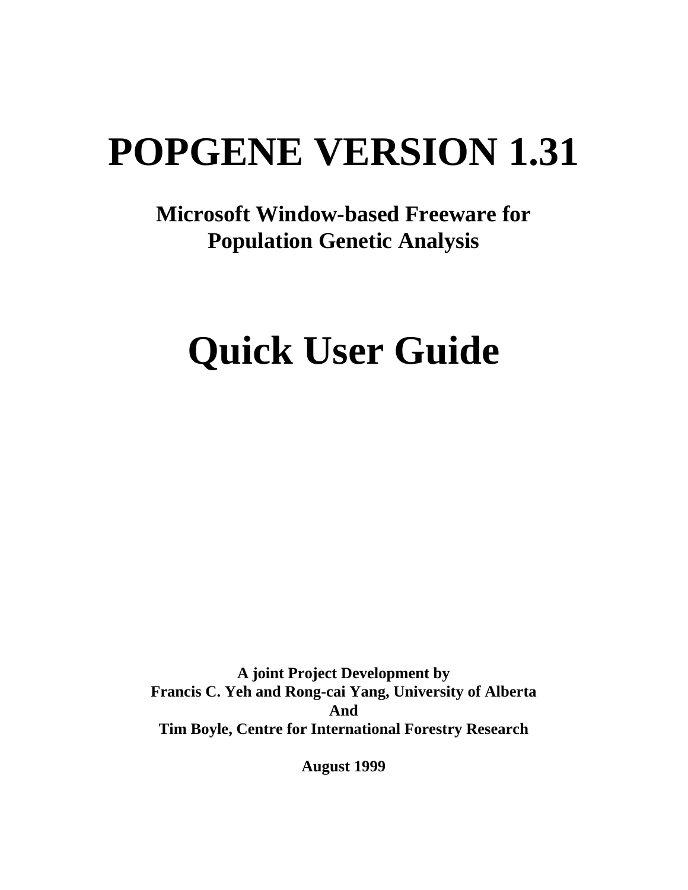# POPGENE VERSION 1.31

**Microsoft Window-based Freeware for Population Genetic Analysis**

# Quick User Guide

**A joint Project Development by**
**Francis C. Yeh and Rong-cai Yang, University of Alberta**
**And**
**Tim Boyle, Centre for International Forestry Research**

**August 1999**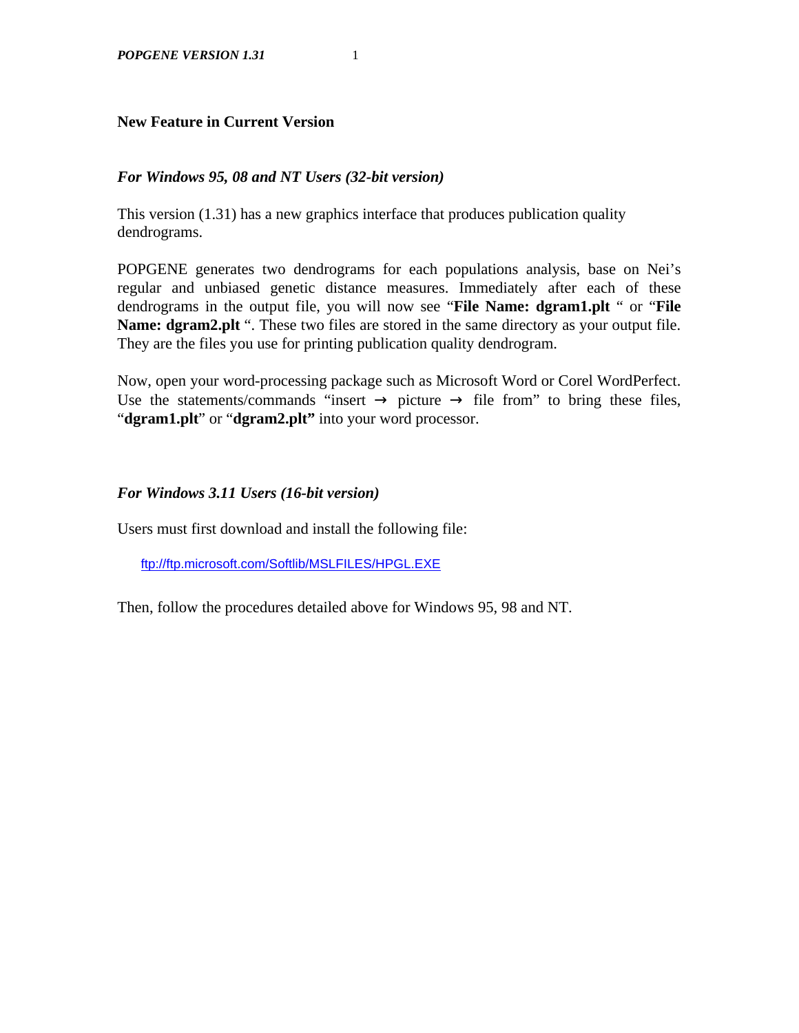## New Feature in Current Version

### *For Windows 95, 08 and NT Users (32-bit version)*

This version (1.31) has a new graphics interface that produces publication quality dendrograms.

POPGENE generates two dendrograms for each populations analysis, base on Nei's regular and unbiased genetic distance measures. Immediately after each of these dendrograms in the output file, you will now see "**File Name: dgram1.plt** " or "**File Name: dgram2.plt** ". These two files are stored in the same directory as your output file. They are the files you use for printing publication quality dendrogram.

Now, open your word-processing package such as Microsoft Word or Corel WordPerfect. Use the statements/commands "insert → picture → file from" to bring these files, "**dgram1.plt**" or "**dgram2.plt"** into your word processor.

### *For Windows 3.11 Users (16-bit version)*

Users must first download and install the following file:

ftp://ftp.microsoft.com/Softlib/MSLFILES/HPGL.EXE

Then, follow the procedures detailed above for Windows 95, 98 and NT.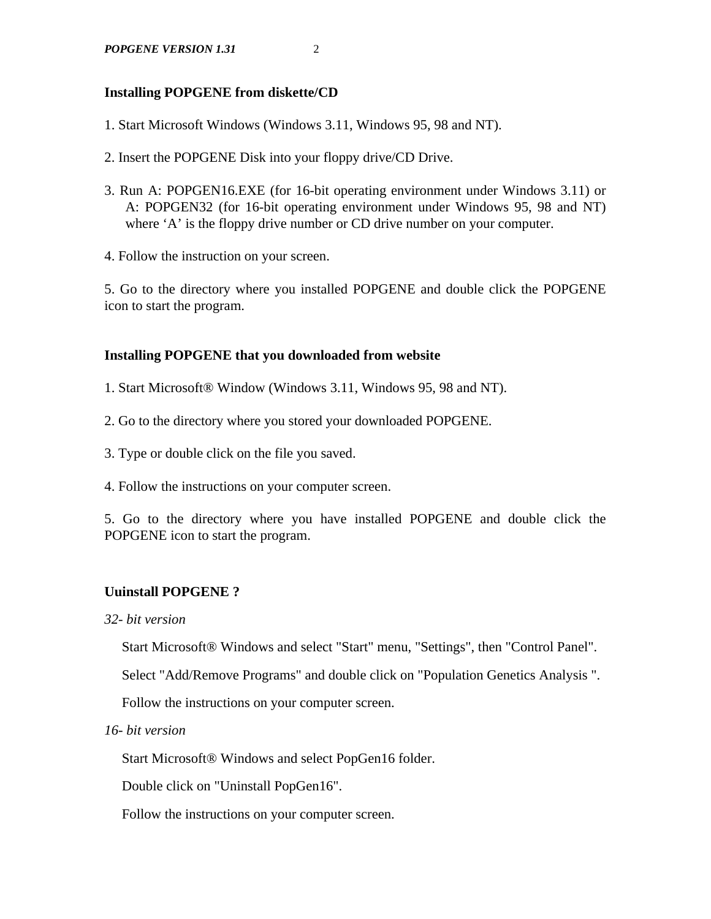## Installing POPGENE from diskette/CD

1. Start Microsoft Windows (Windows 3.11, Windows 95, 98 and NT).

2. Insert the POPGENE Disk into your floppy drive/CD Drive.

3. Run A: POPGEN16.EXE (for 16-bit operating environment under Windows 3.11) or A: POPGEN32 (for 16-bit operating environment under Windows 95, 98 and NT) where 'A' is the floppy drive number or CD drive number on your computer.

4. Follow the instruction on your screen.

5. Go to the directory where you installed POPGENE and double click the POPGENE icon to start the program.

## Installing POPGENE that you downloaded from website

1. Start Microsoft® Window (Windows 3.11, Windows 95, 98 and NT).

2. Go to the directory where you stored your downloaded POPGENE.

3. Type or double click on the file you saved.

4. Follow the instructions on your computer screen.

5. Go to the directory where you have installed POPGENE and double click the POPGENE icon to start the program.

## Uuinstall POPGENE ?

*32- bit version*

Start Microsoft® Windows and select "Start" menu, "Settings", then "Control Panel".

Select "Add/Remove Programs" and double click on "Population Genetics Analysis ".

Follow the instructions on your computer screen.

*16- bit version*

Start Microsoft® Windows and select PopGen16 folder.

Double click on "Uninstall PopGen16".

Follow the instructions on your computer screen.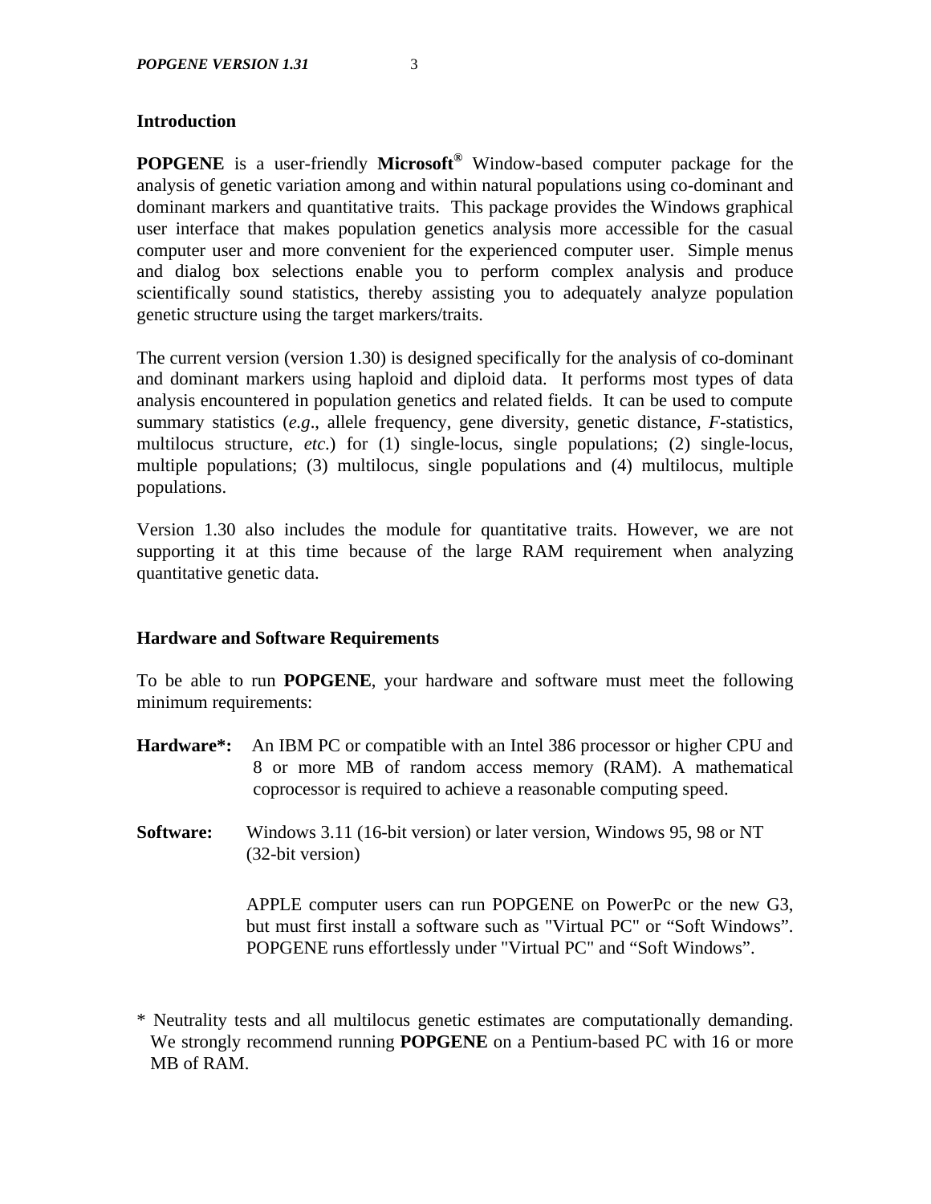## Introduction

**POPGENE** is a user-friendly **Microsoft®** Window-based computer package for the analysis of genetic variation among and within natural populations using co-dominant and dominant markers and quantitative traits. This package provides the Windows graphical user interface that makes population genetics analysis more accessible for the casual computer user and more convenient for the experienced computer user. Simple menus and dialog box selections enable you to perform complex analysis and produce scientifically sound statistics, thereby assisting you to adequately analyze population genetic structure using the target markers/traits.

The current version (version 1.30) is designed specifically for the analysis of co-dominant and dominant markers using haploid and diploid data. It performs most types of data analysis encountered in population genetics and related fields. It can be used to compute summary statistics (*e.g*., allele frequency, gene diversity, genetic distance, *F*-statistics, multilocus structure, *etc.*) for (1) single-locus, single populations; (2) single-locus, multiple populations; (3) multilocus, single populations and (4) multilocus, multiple populations.

Version 1.30 also includes the module for quantitative traits. However, we are not supporting it at this time because of the large RAM requirement when analyzing quantitative genetic data.

## Hardware and Software Requirements

To be able to run **POPGENE**, your hardware and software must meet the following minimum requirements:

**Hardware*:** An IBM PC or compatible with an Intel 386 processor or higher CPU and 8 or more MB of random access memory (RAM). A mathematical coprocessor is required to achieve a reasonable computing speed.

**Software:** Windows 3.11 (16-bit version) or later version, Windows 95, 98 or NT (32-bit version)

APPLE computer users can run POPGENE on PowerPc or the new G3, but must first install a software such as "Virtual PC" or "Soft Windows". POPGENE runs effortlessly under "Virtual PC" and "Soft Windows".

* Neutrality tests and all multilocus genetic estimates are computationally demanding. We strongly recommend running **POPGENE** on a Pentium-based PC with 16 or more MB of RAM.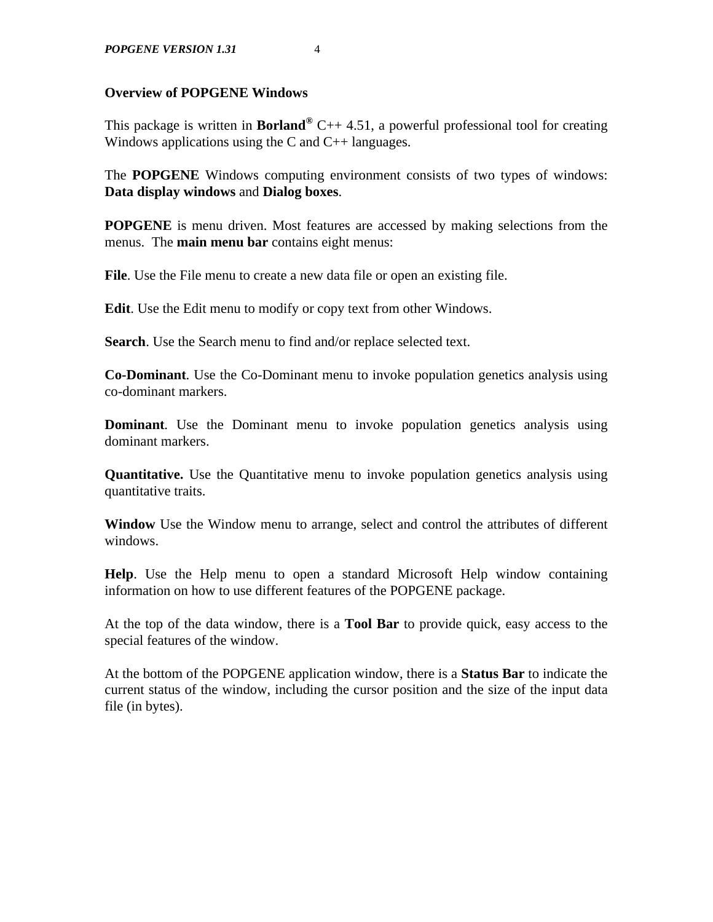## Overview of POPGENE Windows

This package is written in **Borland®** C++ 4.51, a powerful professional tool for creating Windows applications using the C and C++ languages.

The **POPGENE** Windows computing environment consists of two types of windows: **Data display windows** and **Dialog boxes**.

**POPGENE** is menu driven. Most features are accessed by making selections from the menus. The **main menu bar** contains eight menus:

**File**. Use the File menu to create a new data file or open an existing file.

**Edit**. Use the Edit menu to modify or copy text from other Windows.

**Search**. Use the Search menu to find and/or replace selected text.

**Co-Dominant**. Use the Co-Dominant menu to invoke population genetics analysis using co-dominant markers.

**Dominant**. Use the Dominant menu to invoke population genetics analysis using dominant markers.

**Quantitative.** Use the Quantitative menu to invoke population genetics analysis using quantitative traits.

**Window** Use the Window menu to arrange, select and control the attributes of different windows.

**Help**. Use the Help menu to open a standard Microsoft Help window containing information on how to use different features of the POPGENE package.

At the top of the data window, there is a **Tool Bar** to provide quick, easy access to the special features of the window.

At the bottom of the POPGENE application window, there is a **Status Bar** to indicate the current status of the window, including the cursor position and the size of the input data file (in bytes).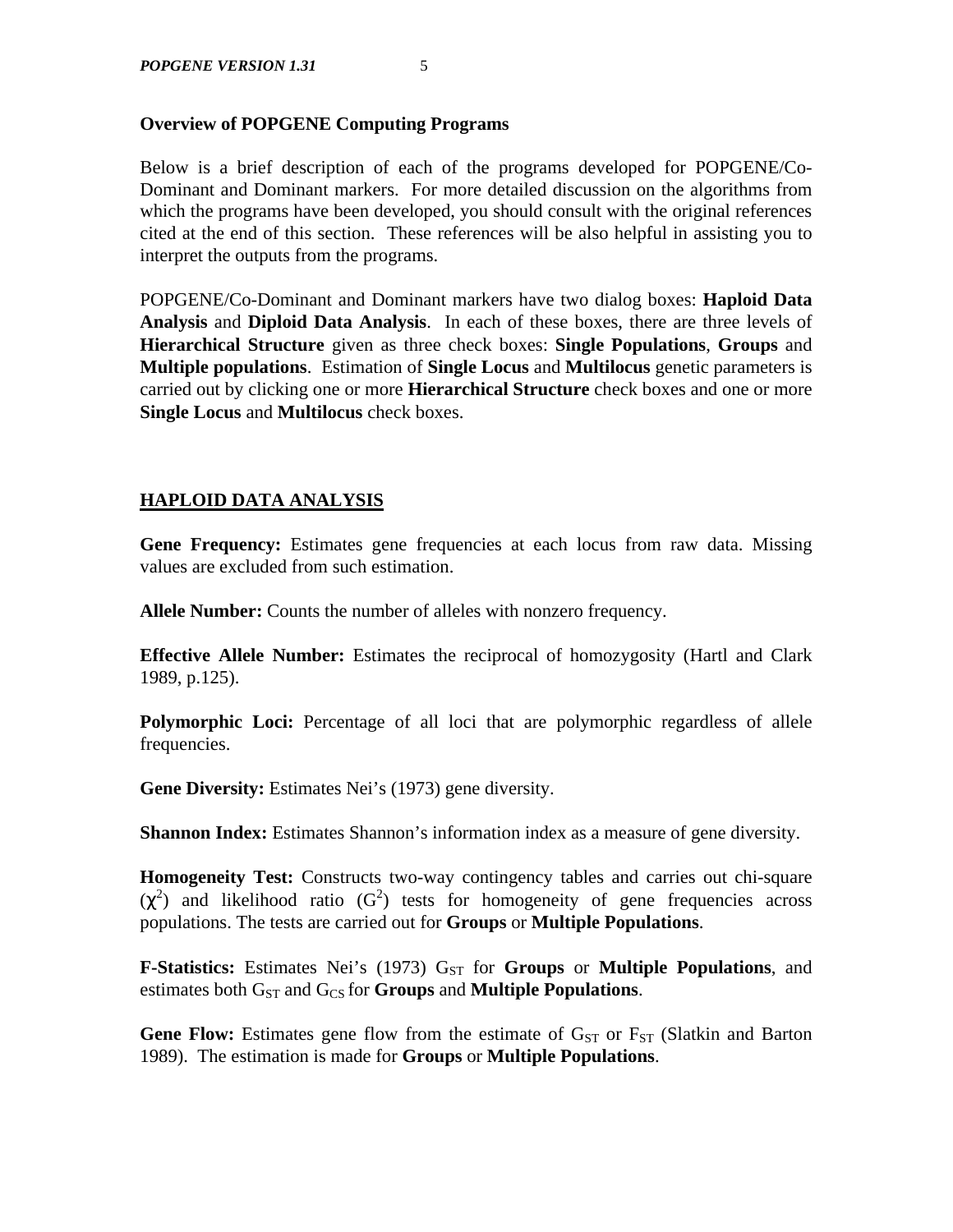**Overview of POPGENE Computing Programs**

Below is a brief description of each of the programs developed for POPGENE/Co-Dominant and Dominant markers. For more detailed discussion on the algorithms from which the programs have been developed, you should consult with the original references cited at the end of this section. These references will be also helpful in assisting you to interpret the outputs from the programs.

POPGENE/Co-Dominant and Dominant markers have two dialog boxes: **Haploid Data Analysis** and **Diploid Data Analysis**. In each of these boxes, there are three levels of **Hierarchical Structure** given as three check boxes: **Single Populations**, **Groups** and **Multiple populations**. Estimation of **Single Locus** and **Multilocus** genetic parameters is carried out by clicking one or more **Hierarchical Structure** check boxes and one or more **Single Locus** and **Multilocus** check boxes.

## HAPLOID DATA ANALYSIS

**Gene Frequency:** Estimates gene frequencies at each locus from raw data. Missing values are excluded from such estimation.

**Allele Number:** Counts the number of alleles with nonzero frequency.

**Effective Allele Number:** Estimates the reciprocal of homozygosity (Hartl and Clark 1989, p.125).

**Polymorphic Loci:** Percentage of all loci that are polymorphic regardless of allele frequencies.

**Gene Diversity:** Estimates Nei's (1973) gene diversity.

**Shannon Index:** Estimates Shannon's information index as a measure of gene diversity.

**Homogeneity Test:** Constructs two-way contingency tables and carries out chi-square ($\chi^2$) and likelihood ratio ($G^2$) tests for homogeneity of gene frequencies across populations. The tests are carried out for **Groups** or **Multiple Populations**.

**F-Statistics:** Estimates Nei's (1973) $G_{ST}$ for **Groups** or **Multiple Populations**, and estimates both $G_{ST}$ and $G_{CS}$ for **Groups** and **Multiple Populations**.

**Gene Flow:** Estimates gene flow from the estimate of $G_{ST}$ or $F_{ST}$ (Slatkin and Barton 1989). The estimation is made for **Groups** or **Multiple Populations**.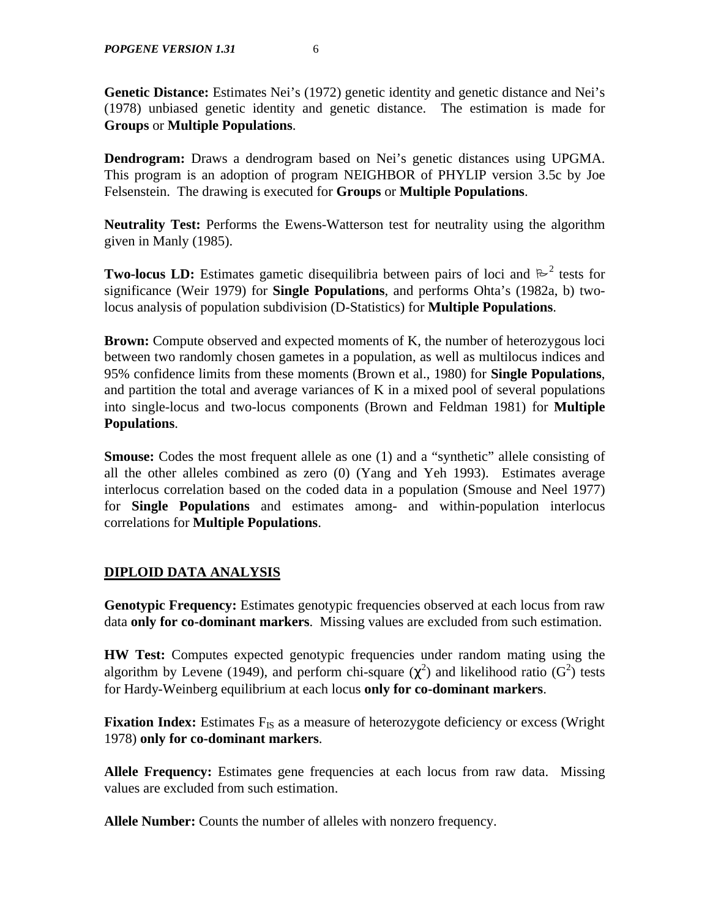**Genetic Distance:** Estimates Nei's (1972) genetic identity and genetic distance and Nei's (1978) unbiased genetic identity and genetic distance. The estimation is made for **Groups** or **Multiple Populations**.

**Dendrogram:** Draws a dendrogram based on Nei's genetic distances using UPGMA. This program is an adoption of program NEIGHBOR of PHYLIP version 3.5c by Joe Felsenstein. The drawing is executed for **Groups** or **Multiple Populations**.

**Neutrality Test:** Performs the Ewens-Watterson test for neutrality using the algorithm given in Manly (1985).

**Two-locus LD:** Estimates gametic disequilibria between pairs of loci and $\chi^2$ tests for significance (Weir 1979) for **Single Populations**, and performs Ohta's (1982a, b) two-locus analysis of population subdivision (D-Statistics) for **Multiple Populations**.

**Brown:** Compute observed and expected moments of K, the number of heterozygous loci between two randomly chosen gametes in a population, as well as multilocus indices and 95% confidence limits from these moments (Brown et al., 1980) for **Single Populations**, and partition the total and average variances of K in a mixed pool of several populations into single-locus and two-locus components (Brown and Feldman 1981) for **Multiple Populations**.

**Smouse:** Codes the most frequent allele as one (1) and a "synthetic" allele consisting of all the other alleles combined as zero (0) (Yang and Yeh 1993). Estimates average interlocus correlation based on the coded data in a population (Smouse and Neel 1977) for **Single Populations** and estimates among- and within-population interlocus correlations for **Multiple Populations**.

## DIPLOID DATA ANALYSIS

**Genotypic Frequency:** Estimates genotypic frequencies observed at each locus from raw data **only for co-dominant markers**. Missing values are excluded from such estimation.

**HW Test:** Computes expected genotypic frequencies under random mating using the algorithm by Levene (1949), and perform chi-square ($\chi^2$) and likelihood ratio ($G^2$) tests for Hardy-Weinberg equilibrium at each locus **only for co-dominant markers**.

**Fixation Index:** Estimates $F_{IS}$ as a measure of heterozygote deficiency or excess (Wright 1978) **only for co-dominant markers**.

**Allele Frequency:** Estimates gene frequencies at each locus from raw data. Missing values are excluded from such estimation.

**Allele Number:** Counts the number of alleles with nonzero frequency.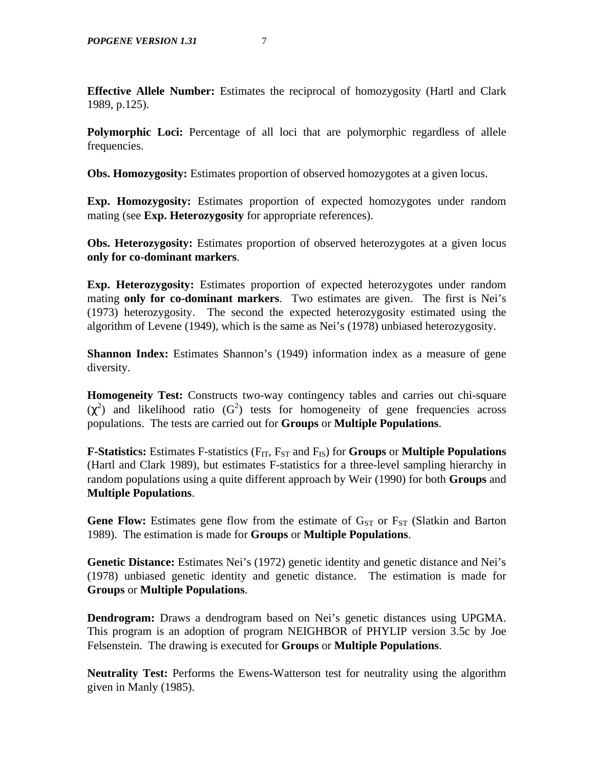**Effective Allele Number:** Estimates the reciprocal of homozygosity (Hartl and Clark 1989, p.125).

**Polymorphic Loci:** Percentage of all loci that are polymorphic regardless of allele frequencies.

**Obs. Homozygosity:** Estimates proportion of observed homozygotes at a given locus.

**Exp. Homozygosity:** Estimates proportion of expected homozygotes under random mating (see **Exp. Heterozygosity** for appropriate references).

**Obs. Heterozygosity:** Estimates proportion of observed heterozygotes at a given locus **only for co-dominant markers**.

**Exp. Heterozygosity:** Estimates proportion of expected heterozygotes under random mating **only for co-dominant markers**. Two estimates are given. The first is Nei's (1973) heterozygosity. The second the expected heterozygosity estimated using the algorithm of Levene (1949), which is the same as Nei's (1978) unbiased heterozygosity.

**Shannon Index:** Estimates Shannon's (1949) information index as a measure of gene diversity.

**Homogeneity Test:** Constructs two-way contingency tables and carries out chi-square ($\chi^2$) and likelihood ratio ($G^2$) tests for homogeneity of gene frequencies across populations. The tests are carried out for **Groups** or **Multiple Populations**.

**F-Statistics:** Estimates F-statistics ($F_{IT}$, $F_{ST}$ and $F_{IS}$) for **Groups** or **Multiple Populations** (Hartl and Clark 1989), but estimates F-statistics for a three-level sampling hierarchy in random populations using a quite different approach by Weir (1990) for both **Groups** and **Multiple Populations**.

**Gene Flow:** Estimates gene flow from the estimate of $G_{ST}$ or $F_{ST}$ (Slatkin and Barton 1989). The estimation is made for **Groups** or **Multiple Populations**.

**Genetic Distance:** Estimates Nei's (1972) genetic identity and genetic distance and Nei's (1978) unbiased genetic identity and genetic distance. The estimation is made for **Groups** or **Multiple Populations**.

**Dendrogram:** Draws a dendrogram based on Nei's genetic distances using UPGMA. This program is an adoption of program NEIGHBOR of PHYLIP version 3.5c by Joe Felsenstein. The drawing is executed for **Groups** or **Multiple Populations**.

**Neutrality Test:** Performs the Ewens-Watterson test for neutrality using the algorithm given in Manly (1985).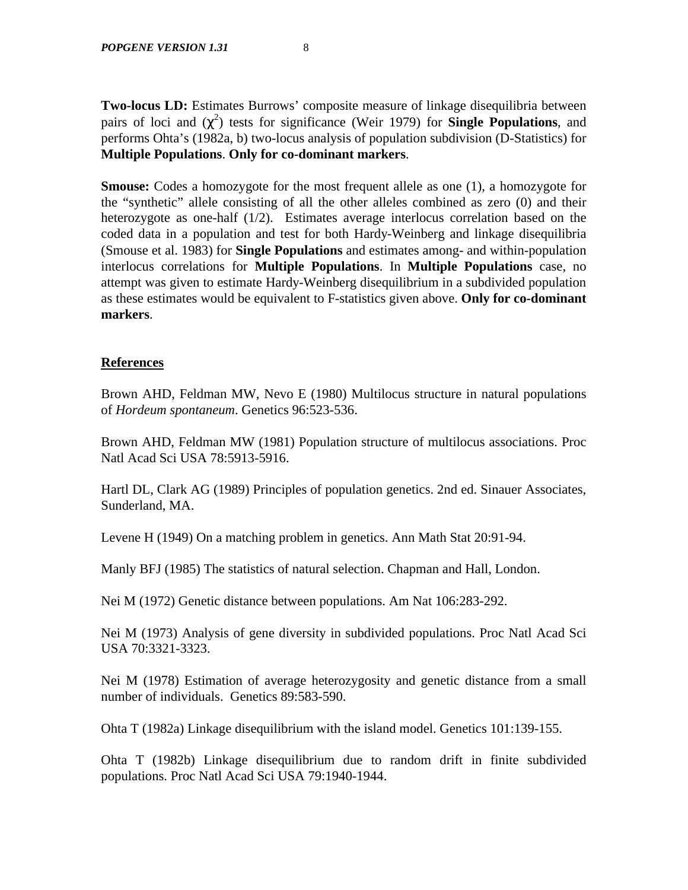**Two-locus LD:** Estimates Burrows' composite measure of linkage disequilibria between pairs of loci and ($\chi^2$) tests for significance (Weir 1979) for **Single Populations**, and performs Ohta's (1982a, b) two-locus analysis of population subdivision (D-Statistics) for **Multiple Populations**. **Only for co-dominant markers**.

**Smouse:** Codes a homozygote for the most frequent allele as one (1), a homozygote for the "synthetic" allele consisting of all the other alleles combined as zero (0) and their heterozygote as one-half (1/2). Estimates average interlocus correlation based on the coded data in a population and test for both Hardy-Weinberg and linkage disequilibria (Smouse et al. 1983) for **Single Populations** and estimates among- and within-population interlocus correlations for **Multiple Populations**. In **Multiple Populations** case, no attempt was given to estimate Hardy-Weinberg disequilibrium in a subdivided population as these estimates would be equivalent to F-statistics given above. **Only for co-dominant markers**.

## References

Brown AHD, Feldman MW, Nevo E (1980) Multilocus structure in natural populations of *Hordeum spontaneum*. Genetics 96:523-536.

Brown AHD, Feldman MW (1981) Population structure of multilocus associations. Proc Natl Acad Sci USA 78:5913-5916.

Hartl DL, Clark AG (1989) Principles of population genetics. 2nd ed. Sinauer Associates, Sunderland, MA.

Levene H (1949) On a matching problem in genetics. Ann Math Stat 20:91-94.

Manly BFJ (1985) The statistics of natural selection. Chapman and Hall, London.

Nei M (1972) Genetic distance between populations. Am Nat 106:283-292.

Nei M (1973) Analysis of gene diversity in subdivided populations. Proc Natl Acad Sci USA 70:3321-3323.

Nei M (1978) Estimation of average heterozygosity and genetic distance from a small number of individuals. Genetics 89:583-590.

Ohta T (1982a) Linkage disequilibrium with the island model. Genetics 101:139-155.

Ohta T (1982b) Linkage disequilibrium due to random drift in finite subdivided populations. Proc Natl Acad Sci USA 79:1940-1944.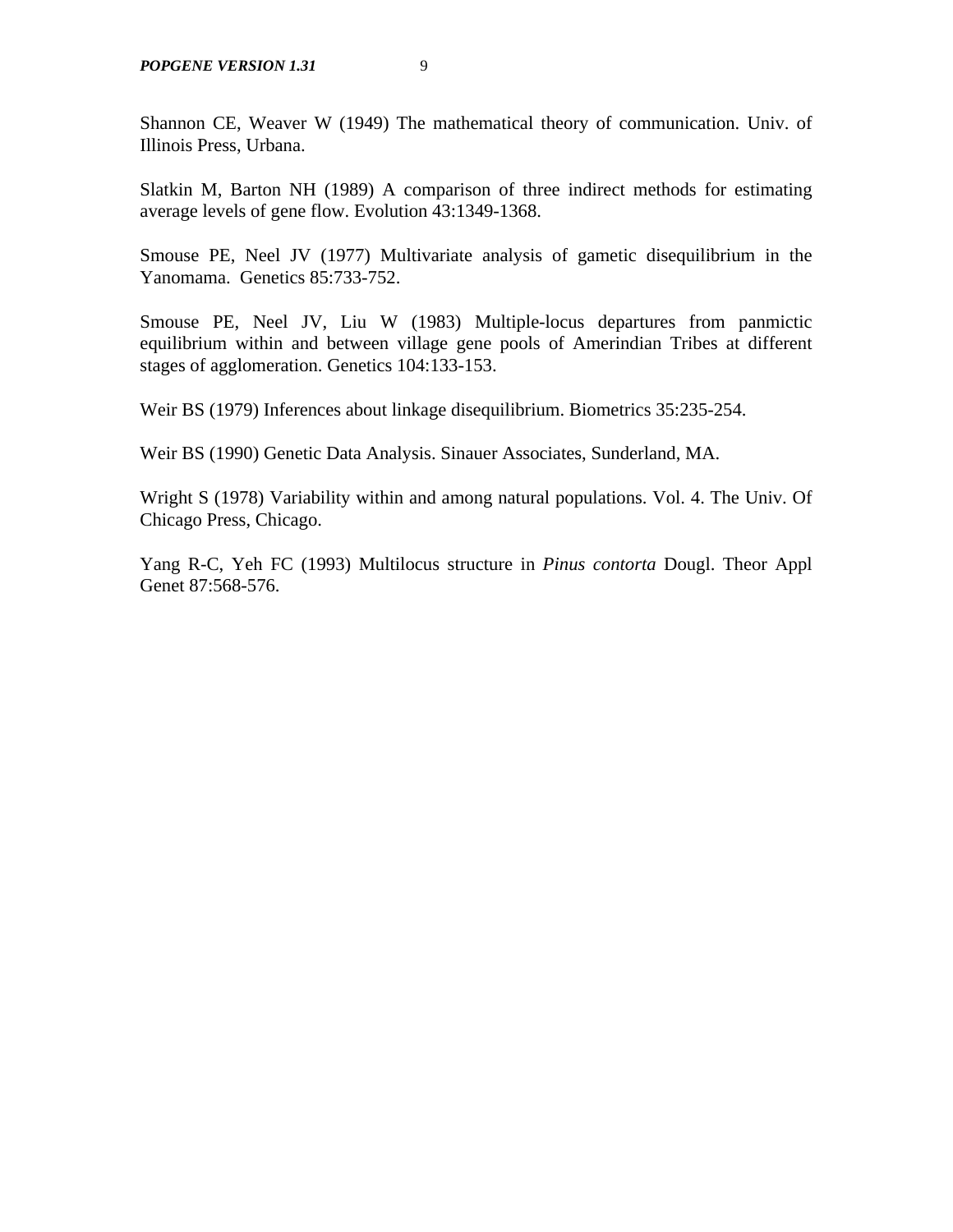Shannon CE, Weaver W (1949) The mathematical theory of communication. Univ. of Illinois Press, Urbana.

Slatkin M, Barton NH (1989) A comparison of three indirect methods for estimating average levels of gene flow. Evolution 43:1349-1368.

Smouse PE, Neel JV (1977) Multivariate analysis of gametic disequilibrium in the Yanomama. Genetics 85:733-752.

Smouse PE, Neel JV, Liu W (1983) Multiple-locus departures from panmictic equilibrium within and between village gene pools of Amerindian Tribes at different stages of agglomeration. Genetics 104:133-153.

Weir BS (1979) Inferences about linkage disequilibrium. Biometrics 35:235-254.

Weir BS (1990) Genetic Data Analysis. Sinauer Associates, Sunderland, MA.

Wright S (1978) Variability within and among natural populations. Vol. 4. The Univ. Of Chicago Press, Chicago.

Yang R-C, Yeh FC (1993) Multilocus structure in *Pinus contorta* Dougl. Theor Appl Genet 87:568-576.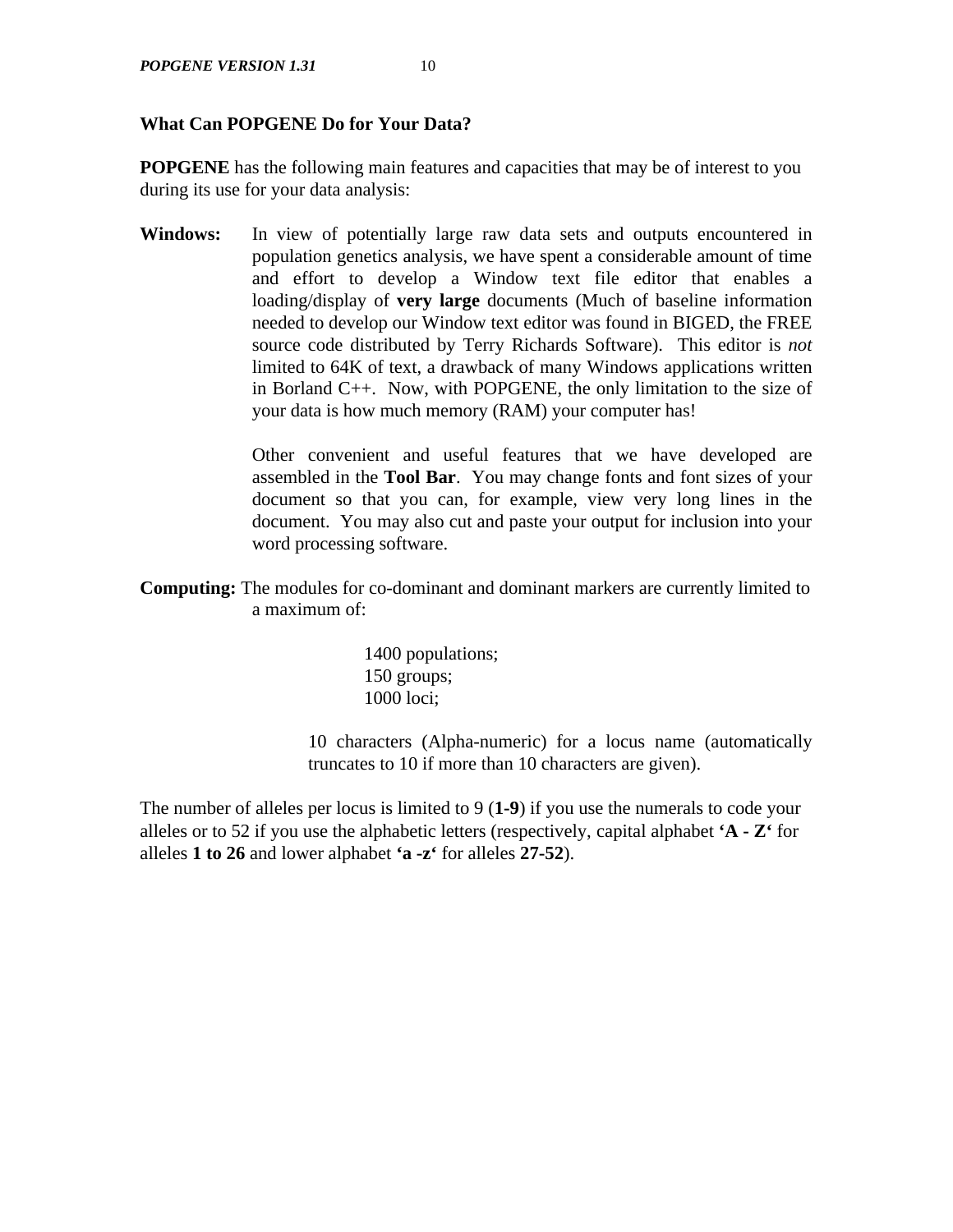## What Can POPGENE Do for Your Data?

**POPGENE** has the following main features and capacities that may be of interest to you during its use for your data analysis:

**Windows:** In view of potentially large raw data sets and outputs encountered in population genetics analysis, we have spent a considerable amount of time and effort to develop a Window text file editor that enables a loading/display of **very large** documents (Much of baseline information needed to develop our Window text editor was found in BIGED, the FREE source code distributed by Terry Richards Software). This editor is *not* limited to 64K of text, a drawback of many Windows applications written in Borland C++. Now, with POPGENE, the only limitation to the size of your data is how much memory (RAM) your computer has!

Other convenient and useful features that we have developed are assembled in the **Tool Bar**. You may change fonts and font sizes of your document so that you can, for example, view very long lines in the document. You may also cut and paste your output for inclusion into your word processing software.

**Computing:** The modules for co-dominant and dominant markers are currently limited to a maximum of:

1400 populations;
150 groups;
1000 loci;

10 characters (Alpha-numeric) for a locus name (automatically truncates to 10 if more than 10 characters are given).

The number of alleles per locus is limited to 9 (**1-9**) if you use the numerals to code your alleles or to 52 if you use the alphabetic letters (respectively, capital alphabet **'A - Z'** for alleles **1 to 26** and lower alphabet **'a -z'** for alleles **27-52**).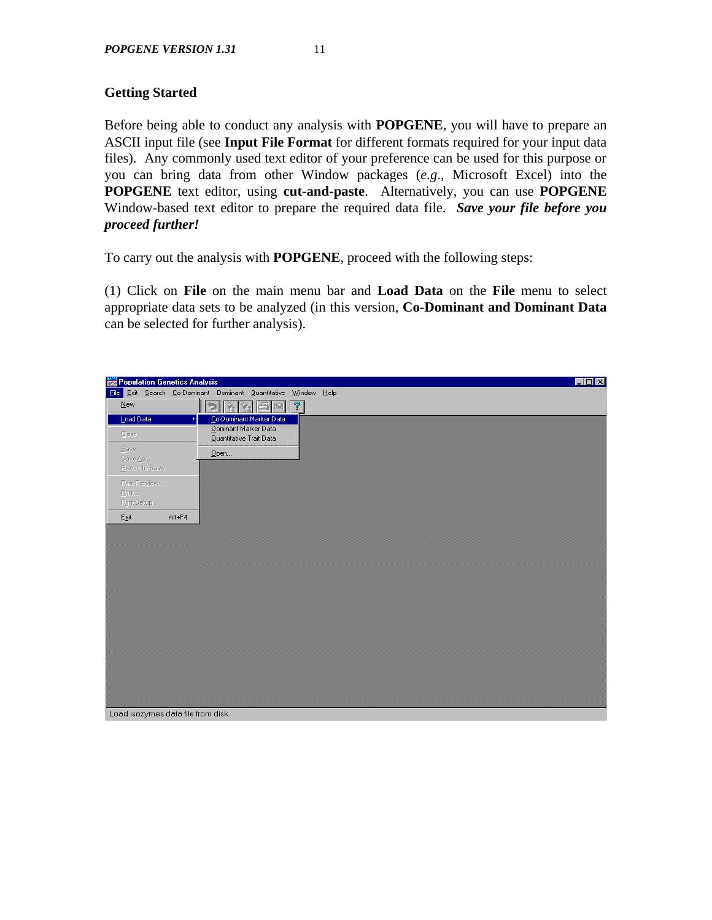## Getting Started

Before being able to conduct any analysis with **POPGENE**, you will have to prepare an ASCII input file (see **Input File Format** for different formats required for your input data files). Any commonly used text editor of your preference can be used for this purpose or you can bring data from other Window packages (*e.g.*, Microsoft Excel) into the **POPGENE** text editor, using **cut-and-paste**. Alternatively, you can use **POPGENE** Window-based text editor to prepare the required data file. ***Save your file before you proceed further!***

To carry out the analysis with **POPGENE**, proceed with the following steps:

(1) Click on **File** on the main menu bar and **Load Data** on the **File** menu to select appropriate data sets to be analyzed (in this version, **Co-Dominant and Dominant Data** can be selected for further analysis).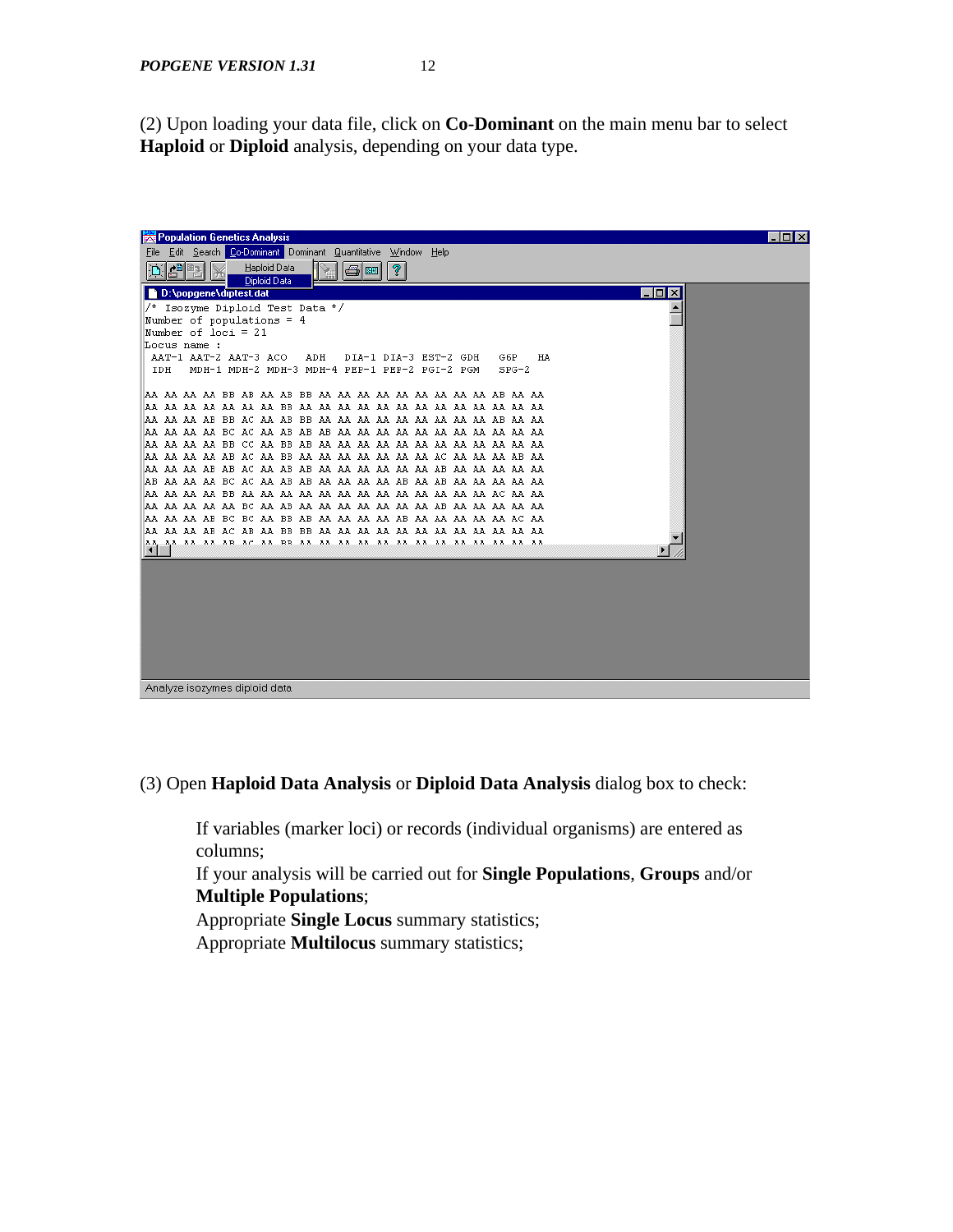(2) Upon loading your data file, click on **Co-Dominant** on the main menu bar to select **Haploid** or **Diploid** analysis, depending on your data type.

(3) Open **Haploid Data Analysis** or **Diploid Data Analysis** dialog box to check:

- If variables (marker loci) or records (individual organisms) are entered as columns;
- If your analysis will be carried out for **Single Populations**, **Groups** and/or **Multiple Populations**;
- Appropriate **Single Locus** summary statistics;
- Appropriate **Multilocus** summary statistics;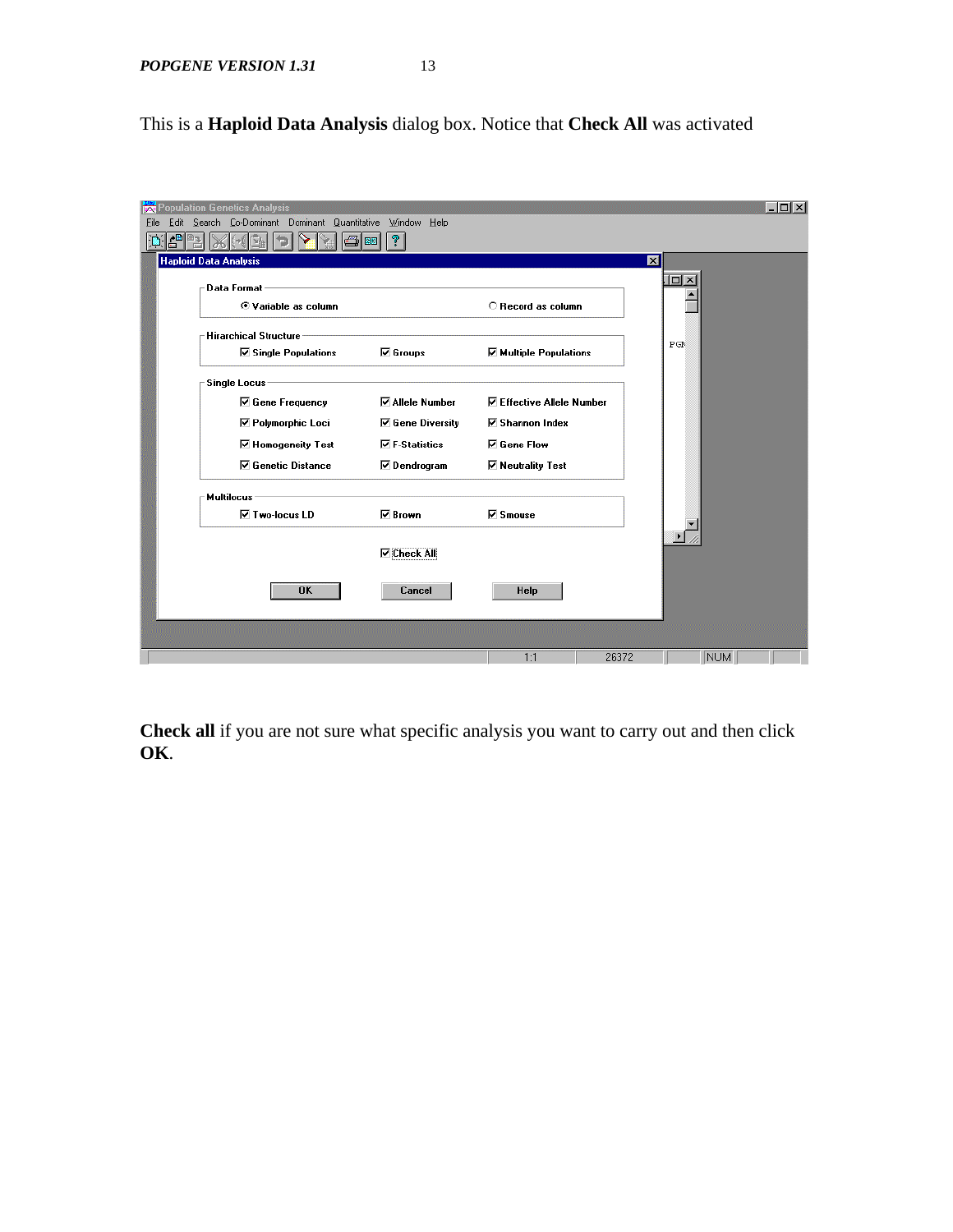This is a **Haploid Data Analysis** dialog box. Notice that **Check All** was activated

**Check all** if you are not sure what specific analysis you want to carry out and then click **OK**.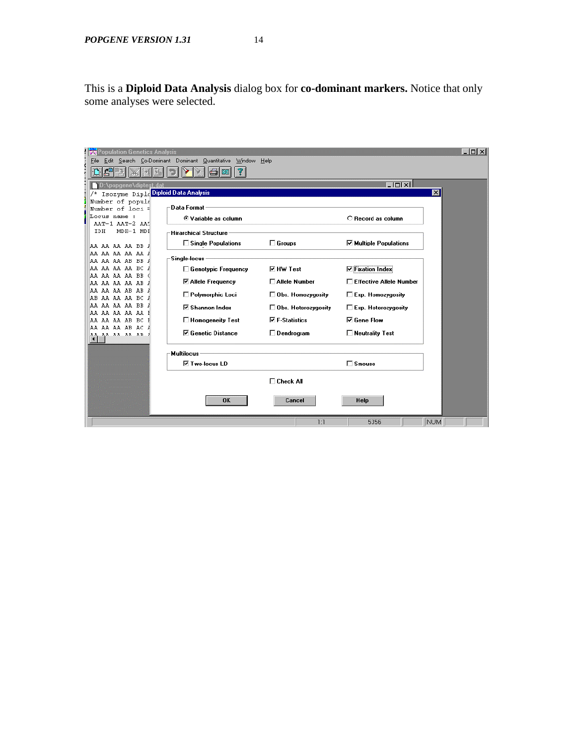This is a **Diploid Data Analysis** dialog box for **co-dominant markers.** Notice that only some analyses were selected.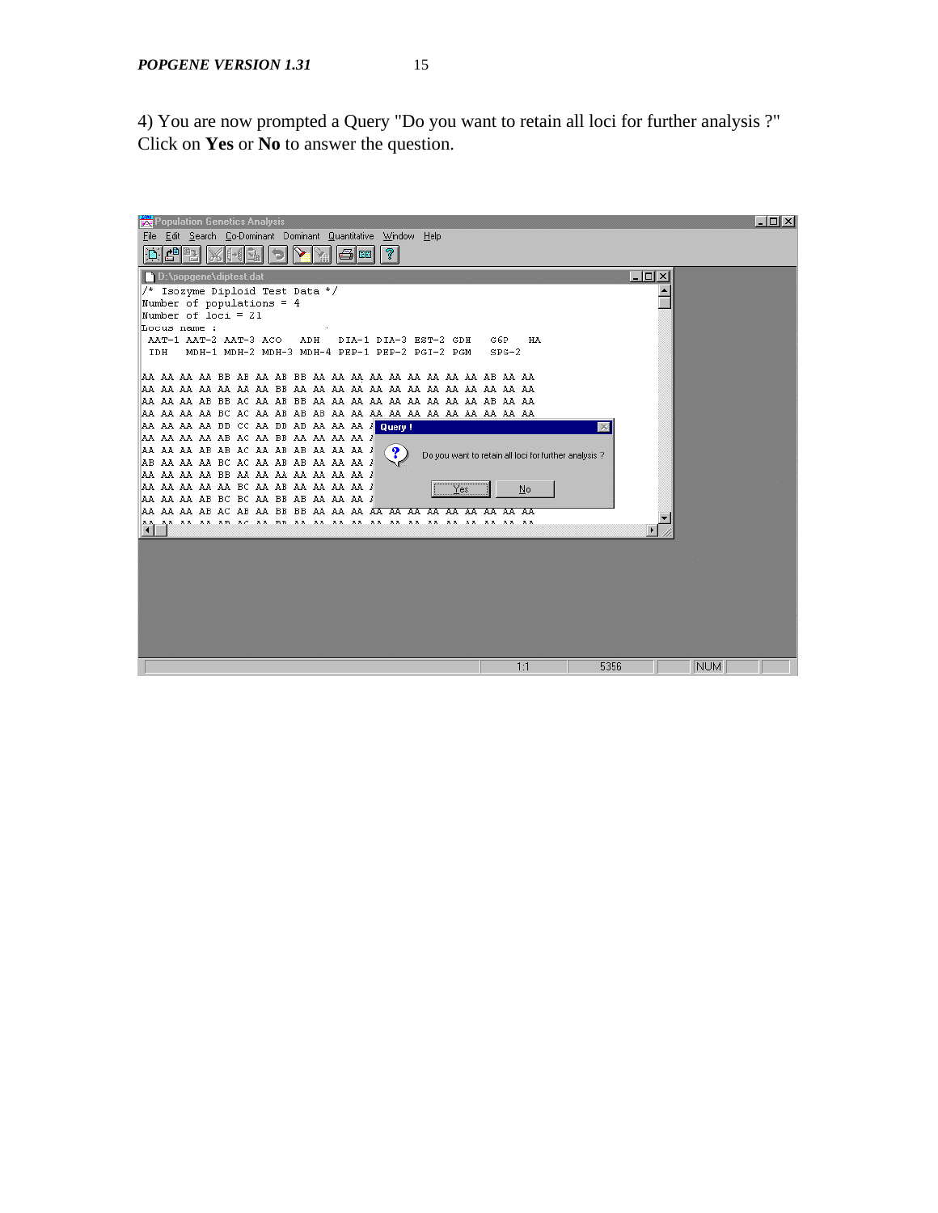4) You are now prompted a Query "Do you want to retain all loci for further analysis ?" Click on **Yes** or **No** to answer the question.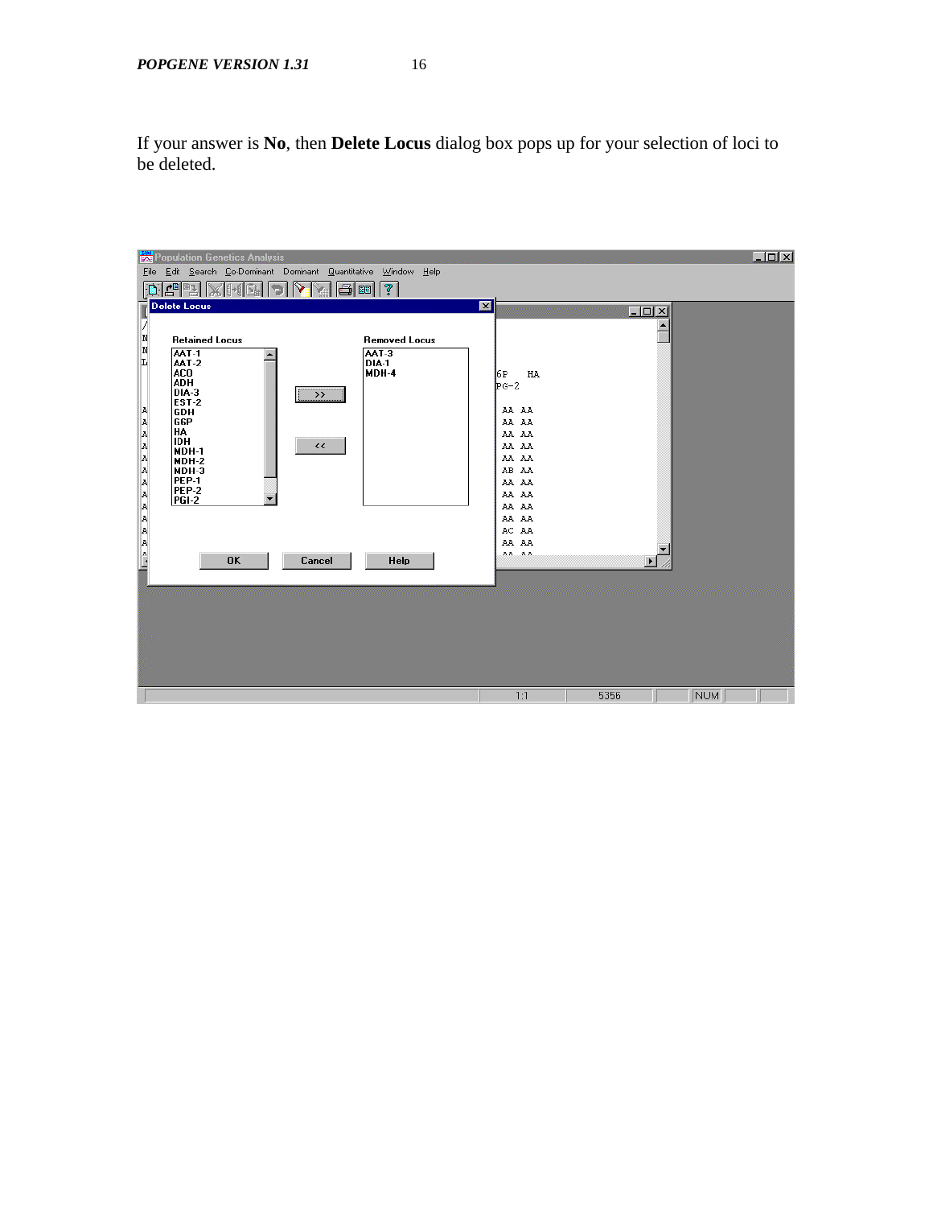If your answer is **No**, then **Delete Locus** dialog box pops up for your selection of loci to be deleted.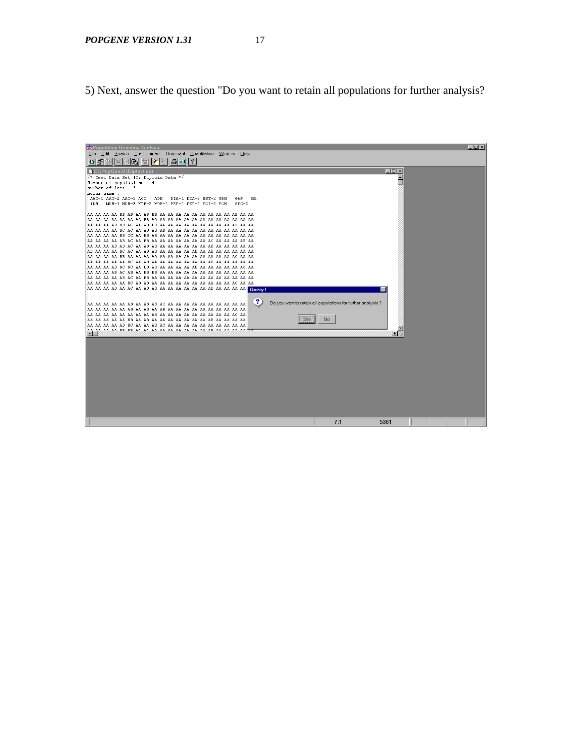5) Next, answer the question "Do you want to retain all populations for further analysis?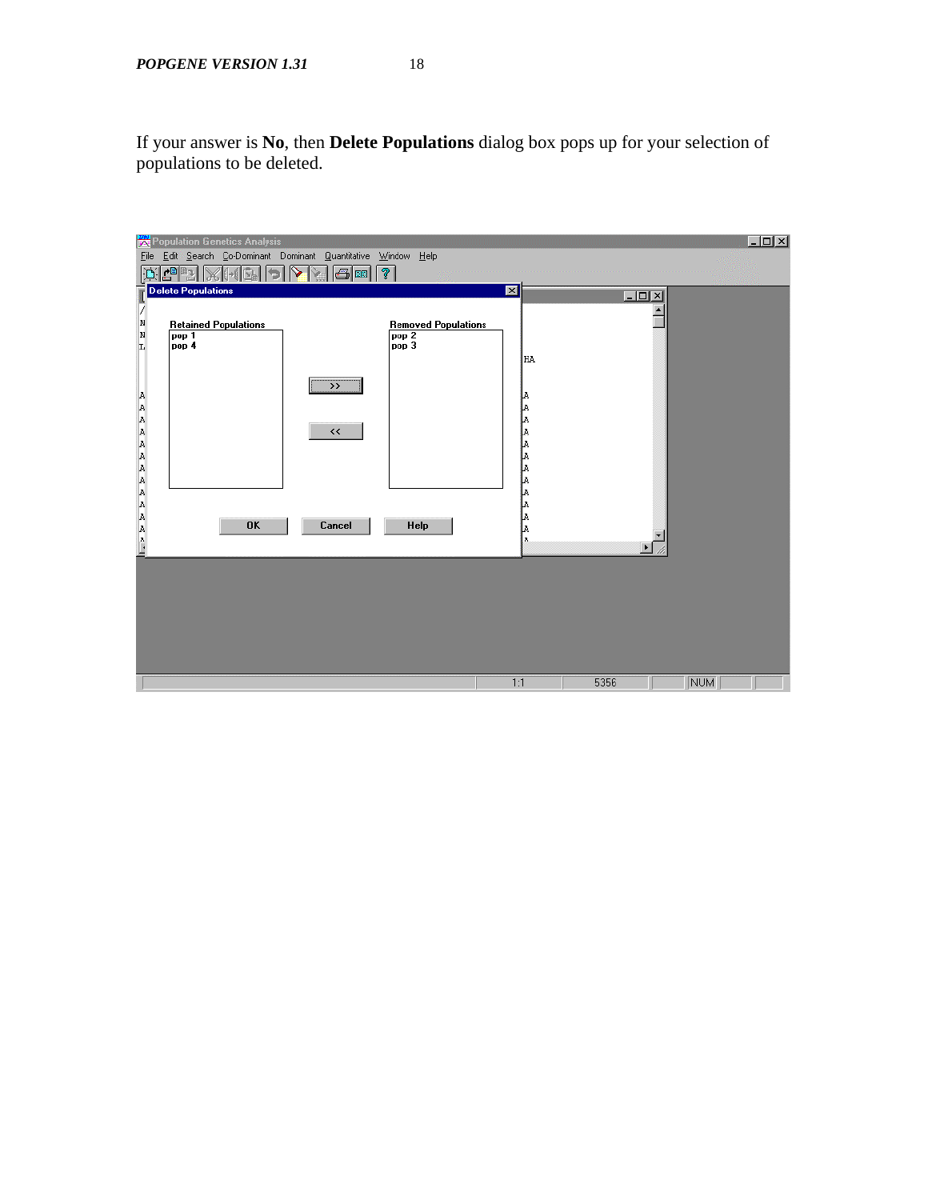If your answer is **No**, then **Delete Populations** dialog box pops up for your selection of populations to be deleted.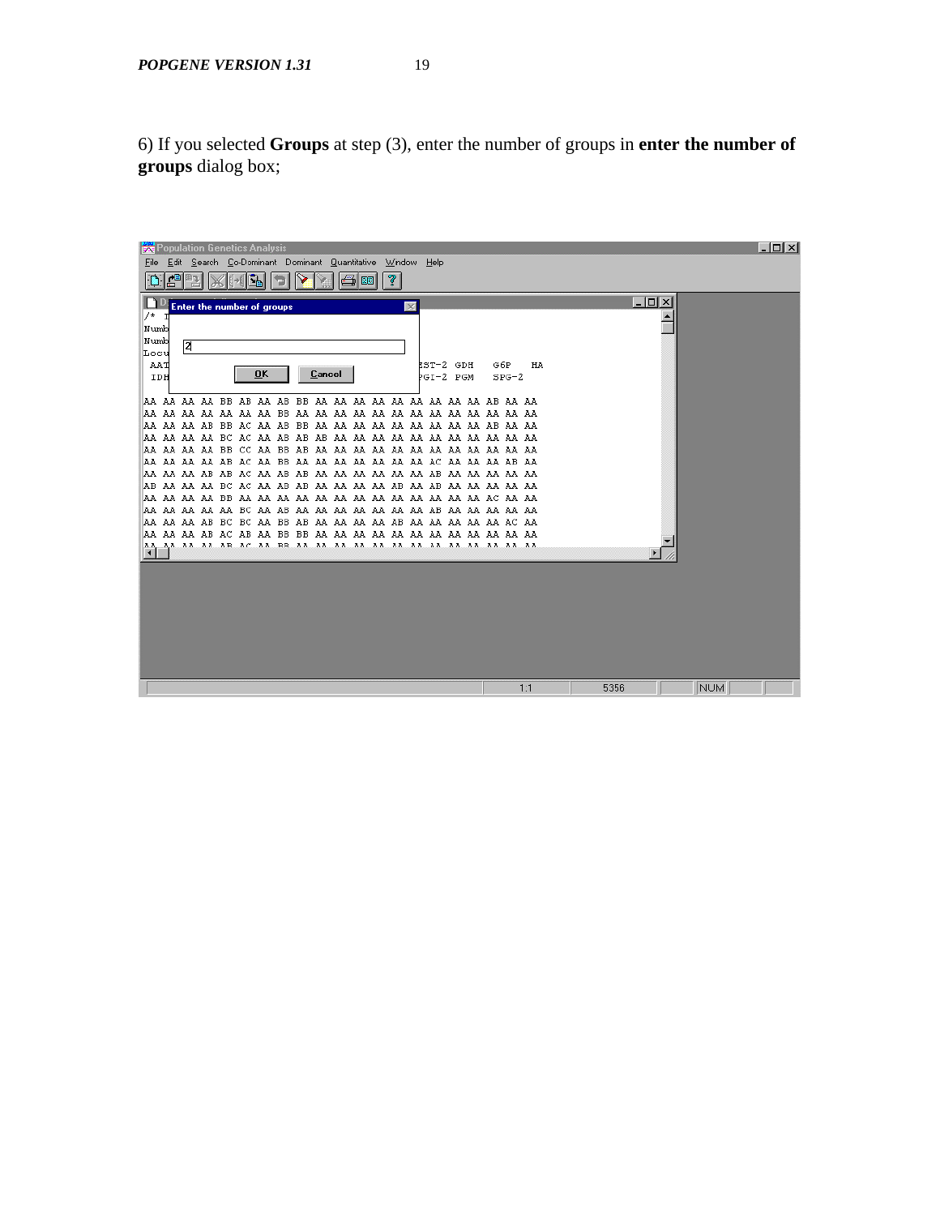6) If you selected **Groups** at step (3), enter the number of groups in **enter the number of groups** dialog box;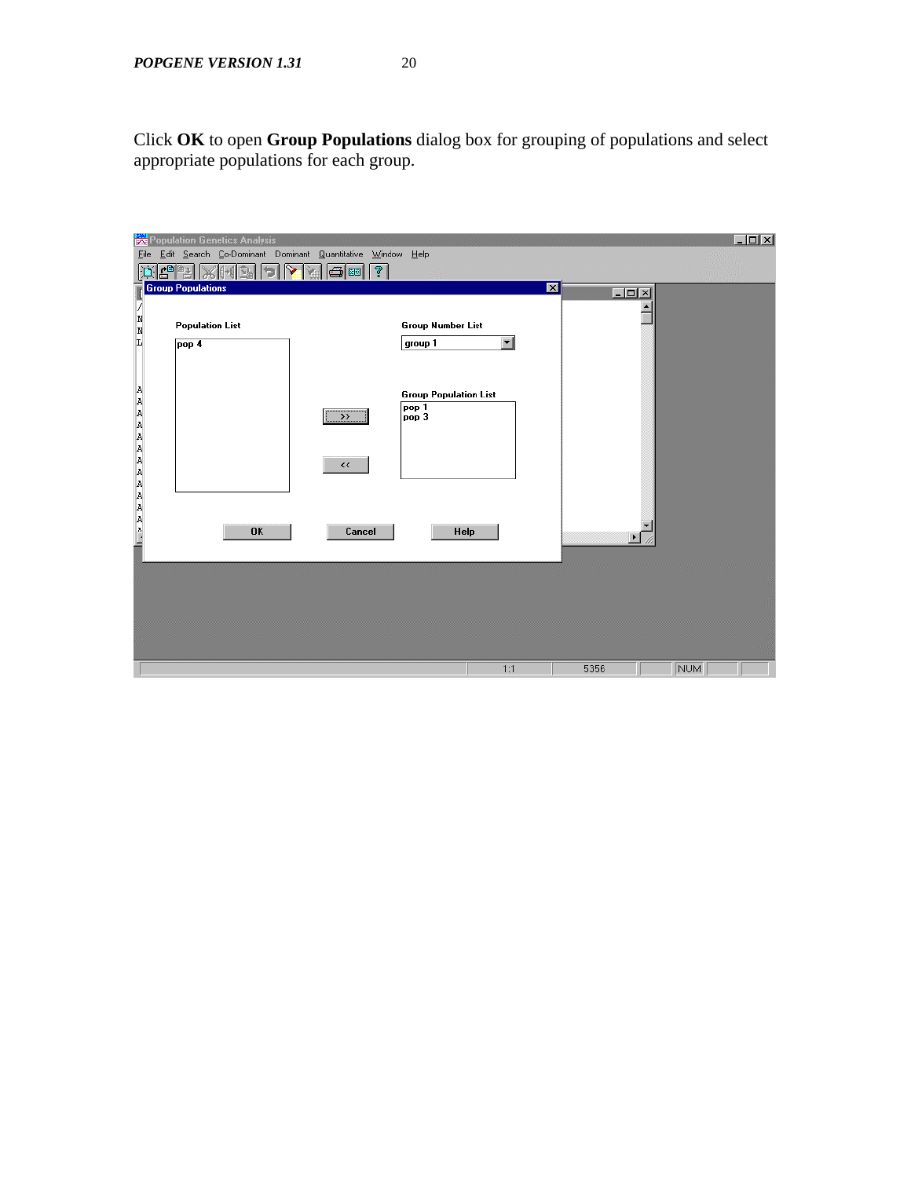Click **OK** to open **Group Populations** dialog box for grouping of populations and select appropriate populations for each group.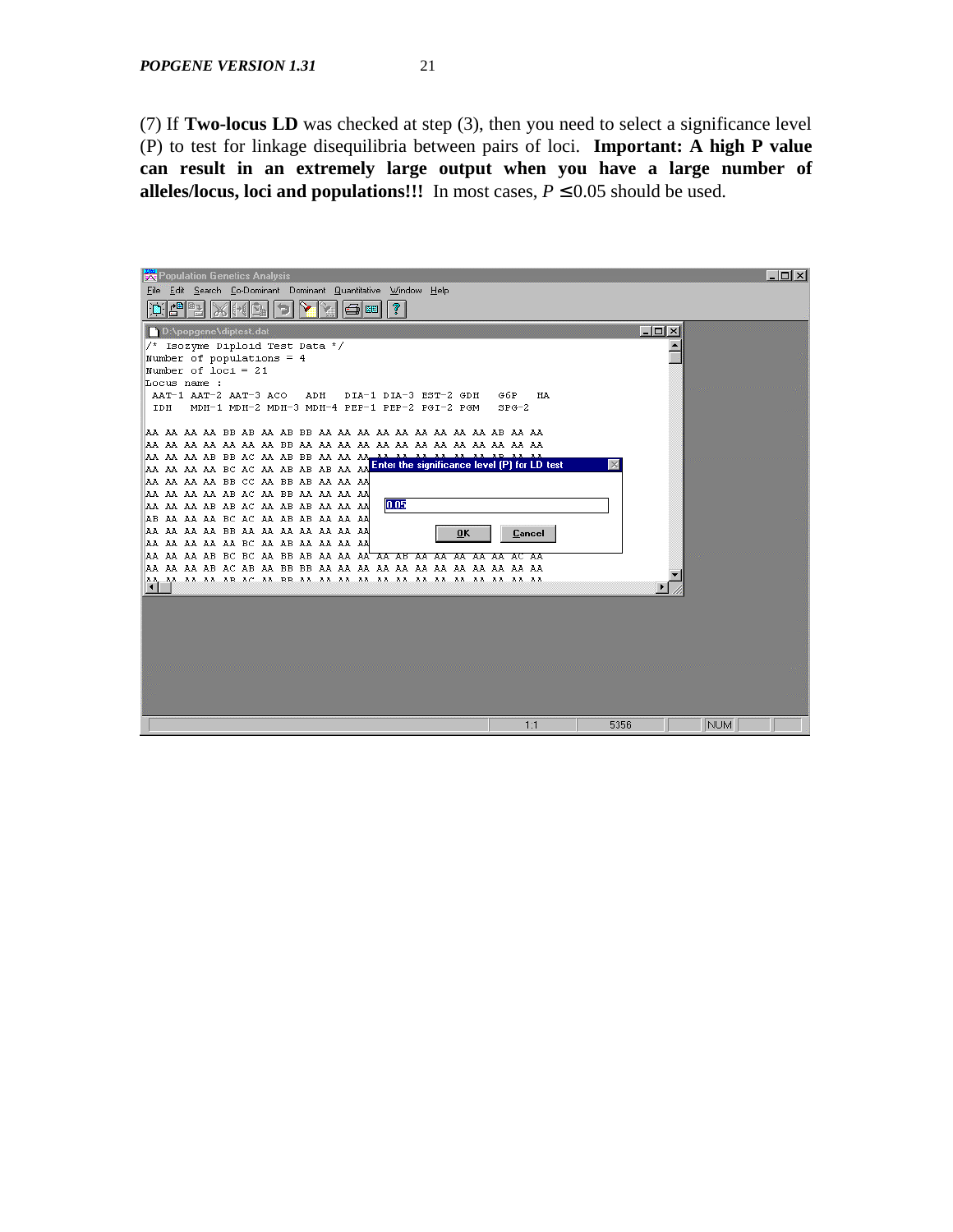(7) If **Two-locus LD** was checked at step (3), then you need to select a significance level (P) to test for linkage disequilibria between pairs of loci. **Important: A high P value can result in an extremely large output when you have a large number of alleles/locus, loci and populations!!!** In most cases, $P \leq 0.05$ should be used.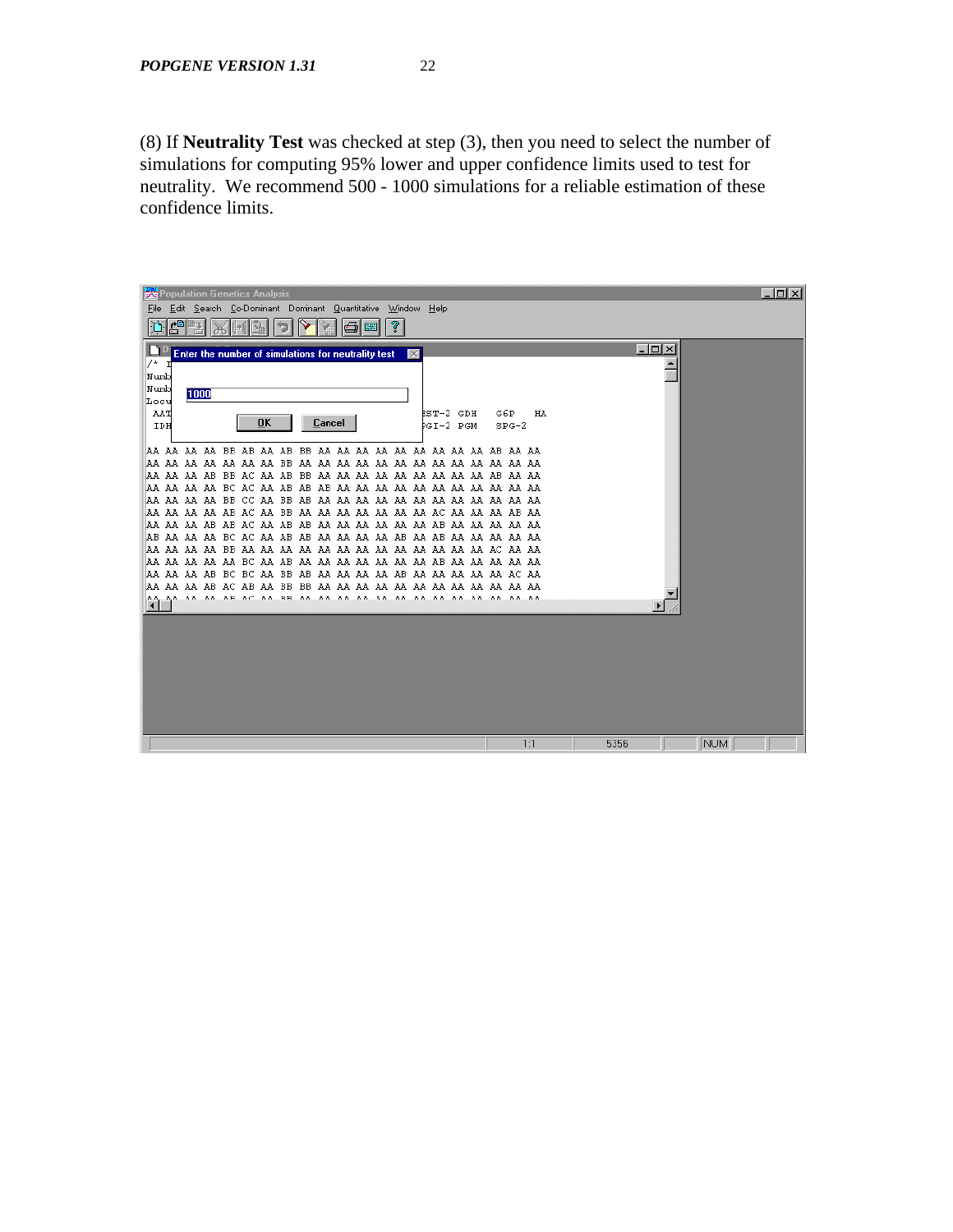(8) If **Neutrality Test** was checked at step (3), then you need to select the number of simulations for computing 95% lower and upper confidence limits used to test for neutrality. We recommend 500 - 1000 simulations for a reliable estimation of these confidence limits.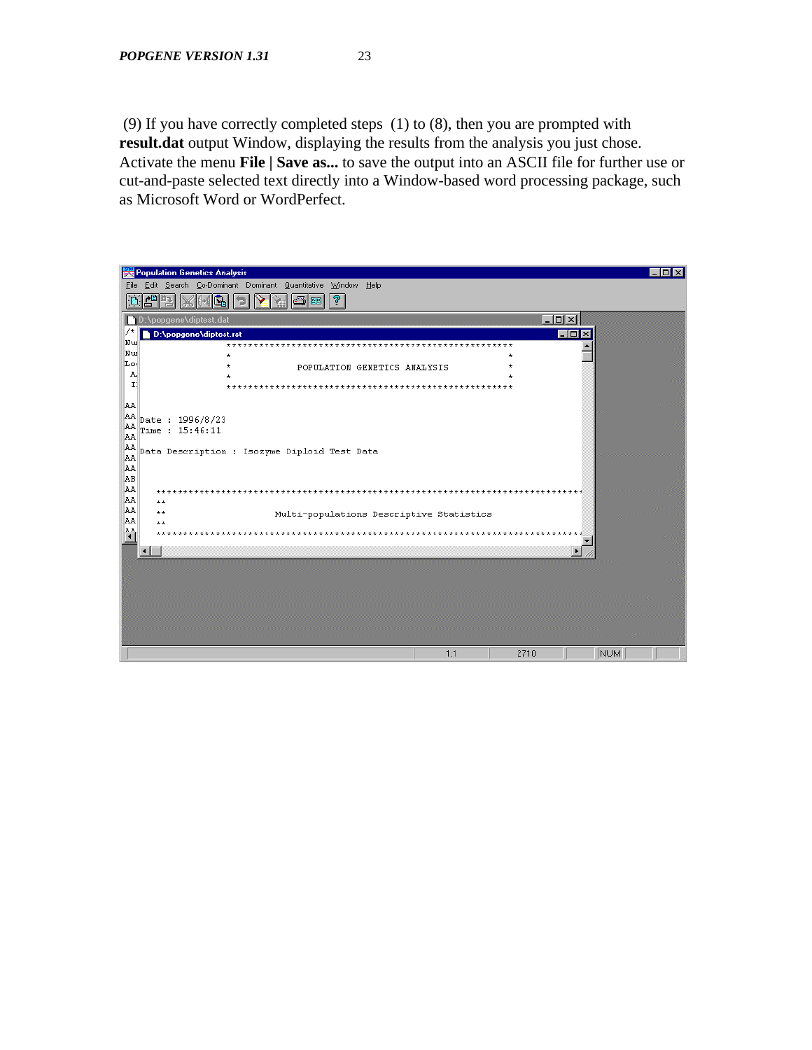(9) If you have correctly completed steps (1) to (8), then you are prompted with **result.dat** output Window, displaying the results from the analysis you just chose. Activate the menu **File | Save as...** to save the output into an ASCII file for further use or cut-and-paste selected text directly into a Window-based word processing package, such as Microsoft Word or WordPerfect.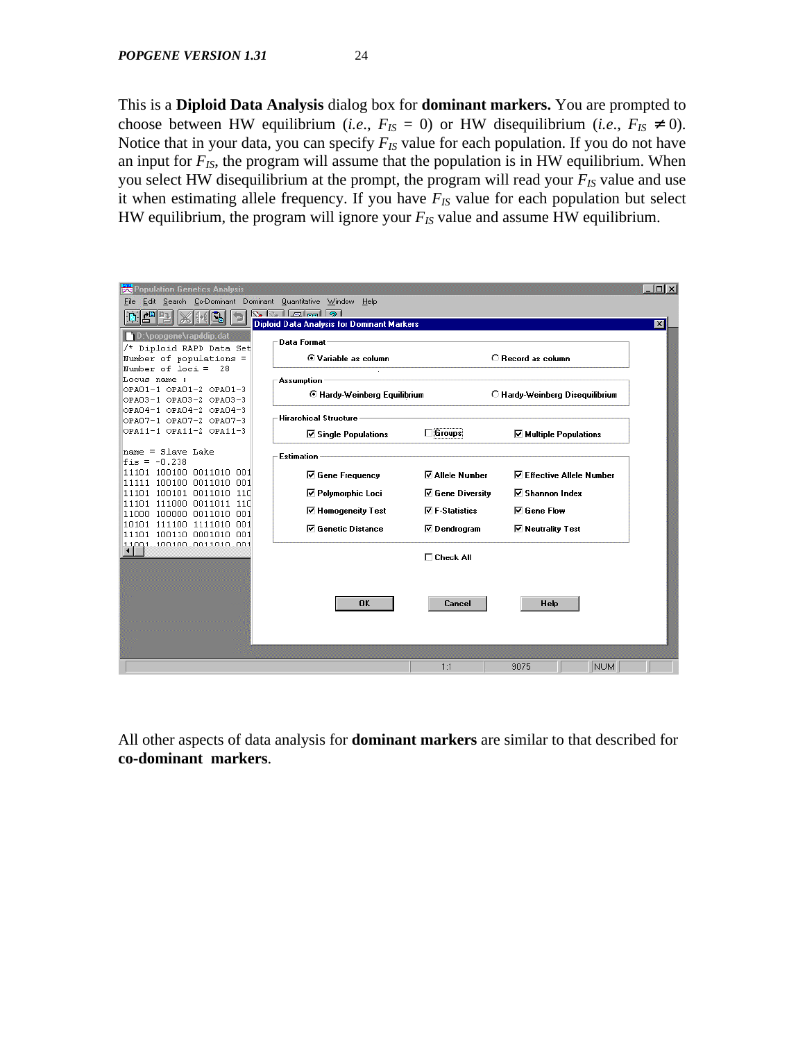This is a **Diploid Data Analysis** dialog box for **dominant markers.** You are prompted to choose between HW equilibrium (*i.e.*, $F_{IS}$ = 0) or HW disequilibrium (*i.e.*, $F_{IS} \neq 0$). Notice that in your data, you can specify $F_{IS}$ value for each population. If you do not have an input for $F_{IS}$, the program will assume that the population is in HW equilibrium. When you select HW disequilibrium at the prompt, the program will read your $F_{IS}$ value and use it when estimating allele frequency. If you have $F_{IS}$ value for each population but select HW equilibrium, the program will ignore your $F_{IS}$ value and assume HW equilibrium.

All other aspects of data analysis for **dominant markers** are similar to that described for **co-dominant markers**.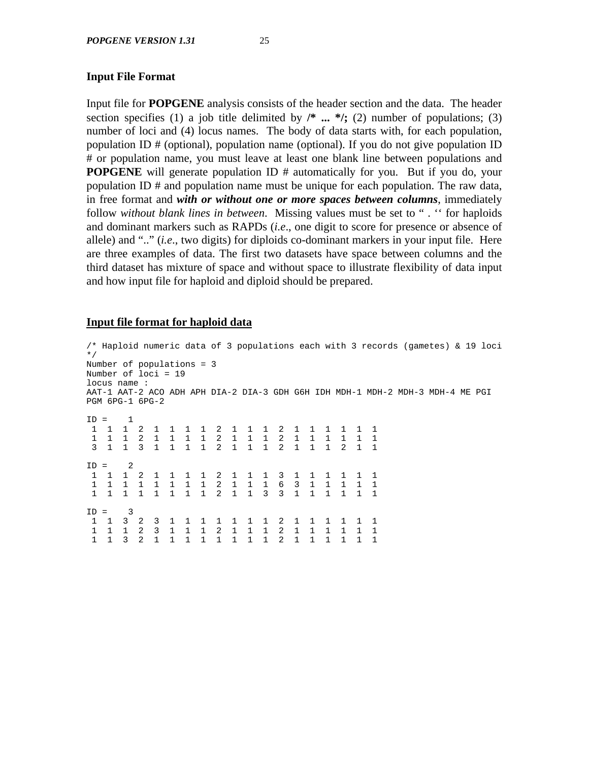## Input File Format

Input file for **POPGENE** analysis consists of the header section and the data. The header section specifies (1) a job title delimited by **/* ... */;** (2) number of populations; (3) number of loci and (4) locus names. The body of data starts with, for each population, population ID # (optional), population name (optional). If you do not give population ID # or population name, you must leave at least one blank line between populations and **POPGENE** will generate population ID # automatically for you. But if you do, your population ID # and population name must be unique for each population. The raw data, in free format and ***with or without one or more spaces between columns***, immediately follow *without blank lines in between*. Missing values must be set to " . ‘‘ for haploids and dominant markers such as RAPDs (*i.e*., one digit to score for presence or absence of allele) and ".." (*i.e*., two digits) for diploids co-dominant markers in your input file. Here are three examples of data. The first two datasets have space between columns and the third dataset has mixture of space and without space to illustrate flexibility of data input and how input file for haploid and diploid should be prepared.

### Input file format for haploid data

```
/* Haploid numeric data of 3 populations each with 3 records (gametes) & 19 loci
*/
Number of populations = 3
Number of loci = 19
locus name :
AAT-1 AAT-2 ACO ADH APH DIA-2 DIA-3 GDH G6H IDH MDH-1 MDH-2 MDH-3 MDH-4 ME PGI
PGM 6PG-1 6PG-2

ID =    1
 1  1  1  2  1  1  1  1  2  1  1  1  2  1  1  1  1  1  1
 1  1  1  2  1  1  1  1  2  1  1  1  2  1  1  1  1  1  1
 3  1  1  3  1  1  1  1  2  1  1  1  2  1  1  1  2  1  1

ID =    2
 1  1  1  2  1  1  1  1  2  1  1  1  3  1  1  1  1  1  1
 1  1  1  1  1  1  1  1  2  1  1  1  6  3  1  1  1  1  1
 1  1  1  1  1  1  1  1  2  1  1  3  3  1  1  1  1  1  1

ID =    3
 1  1  3  2  3  1  1  1  1  1  1  1  2  1  1  1  1  1  1
 1  1  1  2  3  1  1  1  2  1  1  1  2  1  1  1  1  1  1
 1  1  3  2  1  1  1  1  1  1  1  1  2  1  1  1  1  1  1
```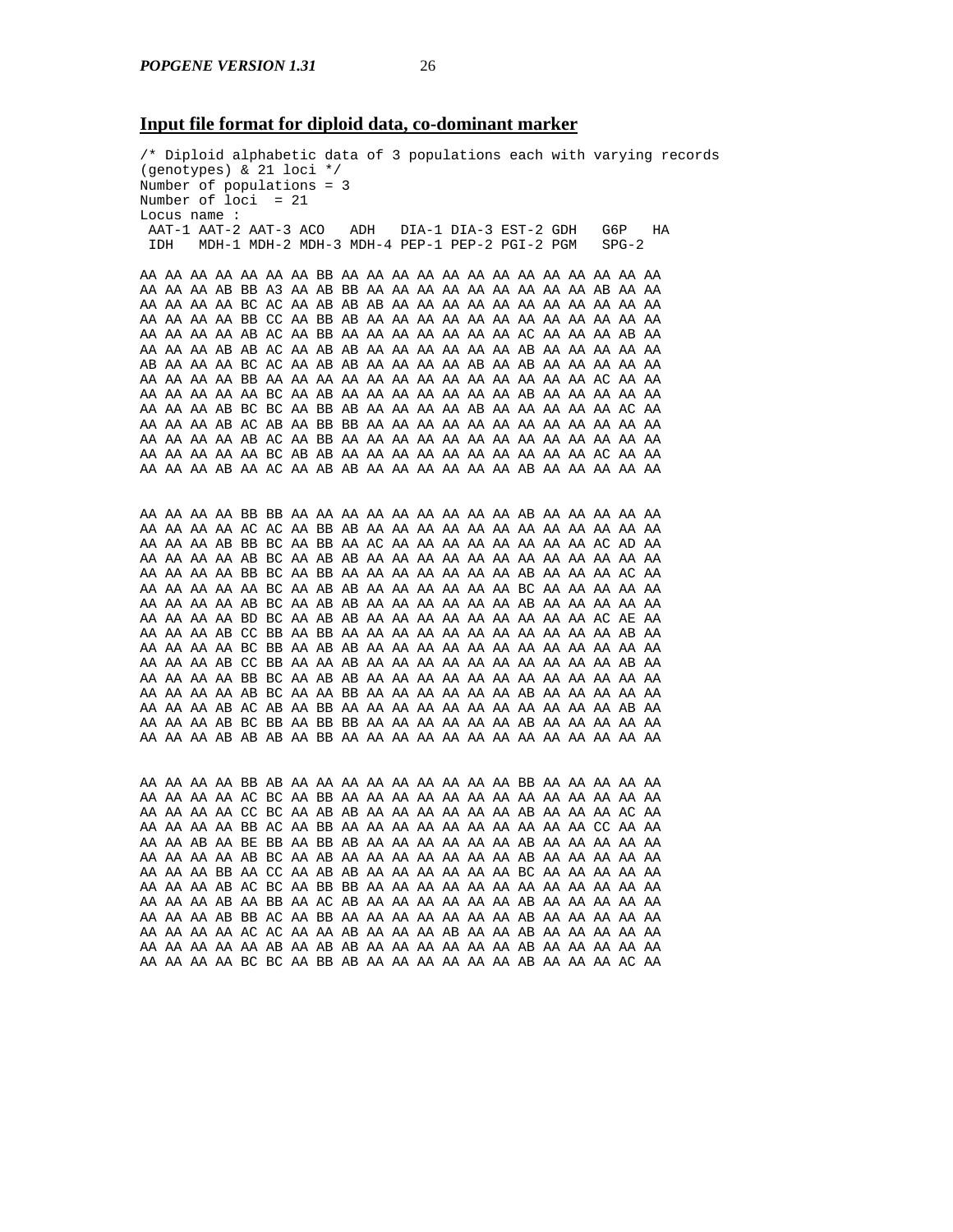## Input file format for diploid data, co-dominant marker

```
/* Diploid alphabetic data of 3 populations each with varying records
(genotypes) & 21 loci */
Number of populations = 3
Number of loci  = 21
Locus name :
 AAT-1 AAT-2 AAT-3 ACO   ADH   DIA-1 DIA-3 EST-2 GDH   G6P   HA
 IDH   MDH-1 MDH-2 MDH-3 MDH-4 PEP-1 PEP-2 PGI-2 PGM   SPG-2

AA AA AA AA AA AA AA BB AA AA AA AA AA AA AA AA AA AA AA AA AA
AA AA AA AB BB A3 AA AB BB AA AA AA AA AA AA AA AA AA AB AA AA
AA AA AA AA BC AC AA AB AB AB AA AA AA AA AA AA AA AA AA AA AA
AA AA AA AA BB CC AA BB AB AA AA AA AA AA AA AA AA AA AA AA AA
AA AA AA AA AB AC AA BB AA AA AA AA AA AA AA AC AA AA AA AB AA
AA AA AA AB AB AC AA AB AB AA AA AA AA AA AA AB AA AA AA AA AA
AB AA AA AA BC AC AA AB AB AA AA AA AA AB AA AB AA AA AA AA AA
AA AA AA AA BB AA AA AA AA AA AA AA AA AA AA AA AA AA AC AA AA
AA AA AA AA AA BC AA AB AA AA AA AA AA AA AA AB AA AA AA AA AA
AA AA AA AB BC BC AA BB AB AA AA AA AA AB AA AA AA AA AA AC AA
AA AA AA AB AC AB AA BB BB AA AA AA AA AA AA AA AA AA AA AA AA
AA AA AA AA AB AC AA BB AA AA AA AA AA AA AA AA AA AA AA AA AA
AA AA AA AA AA BC AB AB AA AA AA AA AA AA AA AA AA AA AC AA AA
AA AA AA AB AA AC AA AB AB AA AA AA AA AA AA AB AA AA AA AA AA


AA AA AA AA BB BB AA AA AA AA AA AA AA AA AA AB AA AA AA AA AA
AA AA AA AA AC AC AA BB AB AA AA AA AA AA AA AA AA AA AA AA AA
AA AA AA AB BB BC AA BB AA AC AA AA AA AA AA AA AA AA AC AD AA
AA AA AA AA AB BC AA AB AB AA AA AA AA AA AA AA AA AA AA AA AA
AA AA AA AA BB BC AA BB AA AA AA AA AA AA AA AB AA AA AA AC AA
AA AA AA AA AA BC AA AB AB AA AA AA AA AA AA BC AA AA AA AA AA
AA AA AA AA AB BC AA AB AB AA AA AA AA AA AA AB AA AA AA AA AA
AA AA AA AA BD BC AA AB AB AA AA AA AA AA AA AA AA AA AC AE AA
AA AA AA AB CC BB AA BB AA AA AA AA AA AA AA AA AA AA AA AB AA
AA AA AA AA BC BB AA AB AB AA AA AA AA AA AA AA AA AA AA AA AA
AA AA AA AB CC BB AA AA AB AA AA AA AA AA AA AA AA AA AA AB AA
AA AA AA AA BB BC AA AB AB AA AA AA AA AA AA AA AA AA AA AA AA
AA AA AA AA AB BC AA AA BB AA AA AA AA AA AA AB AA AA AA AA AA
AA AA AA AB AC AB AA BB AA AA AA AA AA AA AA AA AA AA AA AB AA
AA AA AA AB BC BB AA BB BB AA AA AA AA AA AA AB AA AA AA AA AA
AA AA AA AB AB AB AA BB AA AA AA AA AA AA AA AA AA AA AA AA AA


AA AA AA AA BB AB AA AA AA AA AA AA AA AA AA BB AA AA AA AA AA
AA AA AA AA AC BC AA BB AA AA AA AA AA AA AA AA AA AA AA AA AA
AA AA AA AA CC BC AA AB AB AA AA AA AA AA AA AB AA AA AA AC AA
AA AA AA AA BB AC AA BB AA AA AA AA AA AA AA AA AA AA CC AA AA
AA AA AB AA BE BB AA BB AB AA AA AA AA AA AA AB AA AA AA AA AA
AA AA AA AA AB BC AA AB AA AA AA AA AA AA AA AB AA AA AA AA AA
AA AA AA BB AA CC AA AB AB AA AA AA AA AA AA BC AA AA AA AA AA
AA AA AA AB AC BC AA BB BB AA AA AA AA AA AA AA AA AA AA AA AA
AA AA AA AB AA BB AA AC AB AA AA AA AA AA AA AB AA AA AA AA AA
AA AA AA AB BB AC AA BB AA AA AA AA AA AA AA AB AA AA AA AA AA
AA AA AA AA AC AC AA AA AB AA AA AA AB AA AA AB AA AA AA AA AA
AA AA AA AA AA AB AA AB AB AA AA AA AA AA AA AB AA AA AA AA AA
AA AA AA AA BC BC AA BB AB AA AA AA AA AA AA AB AA AA AA AC AA
```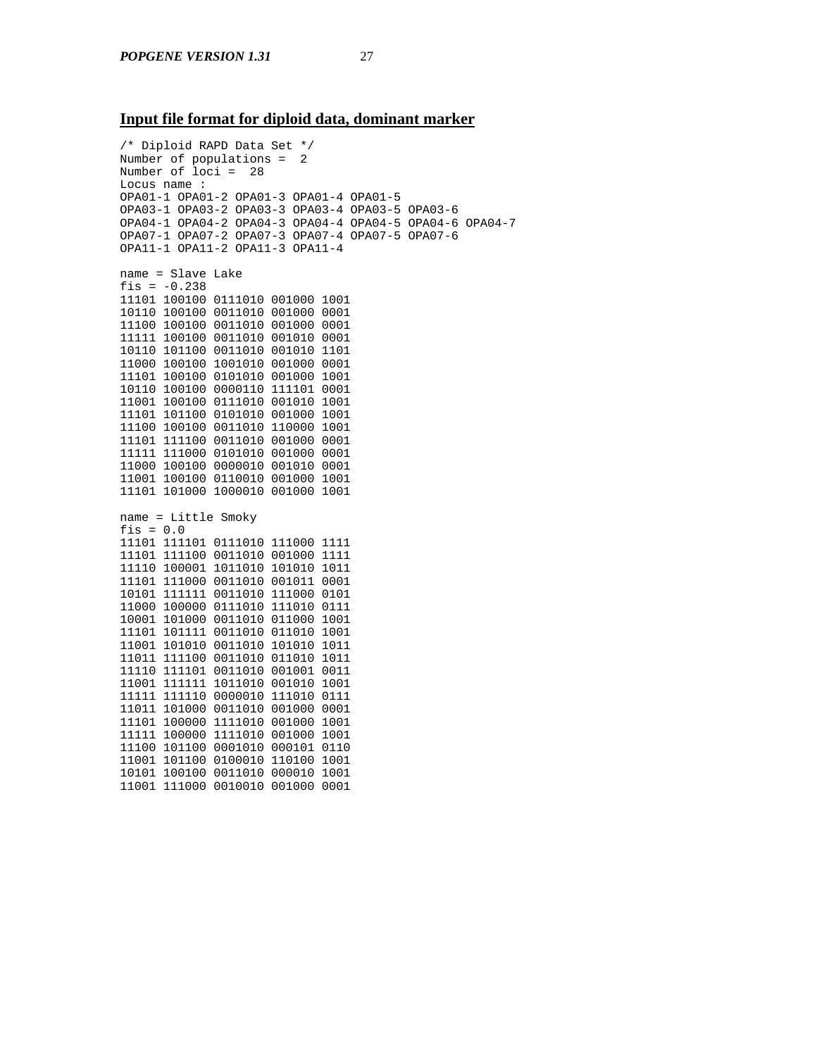## Input file format for diploid data, dominant marker

```
/* Diploid RAPD Data Set */
Number of populations =  2
Number of loci =  28
Locus name :
OPA01-1 OPA01-2 OPA01-3 OPA01-4 OPA01-5
OPA03-1 OPA03-2 OPA03-3 OPA03-4 OPA03-5 OPA03-6
OPA04-1 OPA04-2 OPA04-3 OPA04-4 OPA04-5 OPA04-6 OPA04-7
OPA07-1 OPA07-2 OPA07-3 OPA07-4 OPA07-5 OPA07-6
OPA11-1 OPA11-2 OPA11-3 OPA11-4

name = Slave Lake
fis = -0.238
11101 100100 0111010 001000 1001
10110 100100 0011010 001000 0001
11100 100100 0011010 001000 0001
11111 100100 0011010 001010 0001
10110 101100 0011010 001010 1101
11000 100100 1001010 001000 0001
11101 100100 0101010 001000 1001
10110 100100 0000110 111101 0001
11001 100100 0111010 001010 1001
11101 101100 0101010 001000 1001
11100 100100 0011010 110000 1001
11101 111100 0011010 001000 0001
11111 111000 0101010 001000 0001
11000 100100 0000010 001010 0001
11001 100100 0110010 001000 1001
11101 101000 1000010 001000 1001

name = Little Smoky
fis = 0.0
11101 111101 0111010 111000 1111
11101 111100 0011010 001000 1111
11110 100001 1011010 101010 1011
11101 111000 0011010 001011 0001
10101 111111 0011010 111000 0101
11000 100000 0111010 111010 0111
10001 101000 0011010 011000 1001
11101 101111 0011010 011010 1001
11001 101010 0011010 101010 1011
11011 111100 0011010 011010 1011
11110 111101 0011010 001001 0011
11001 111111 1011010 001010 1001
11111 111110 0000010 111010 0111
11011 101000 0011010 001000 0001
11101 100000 1111010 001000 1001
11111 100000 1111010 001000 1001
11100 101100 0001010 000101 0110
11001 101100 0100010 110100 1001
10101 100100 0011010 000010 1001
11001 111000 0010010 001000 0001
```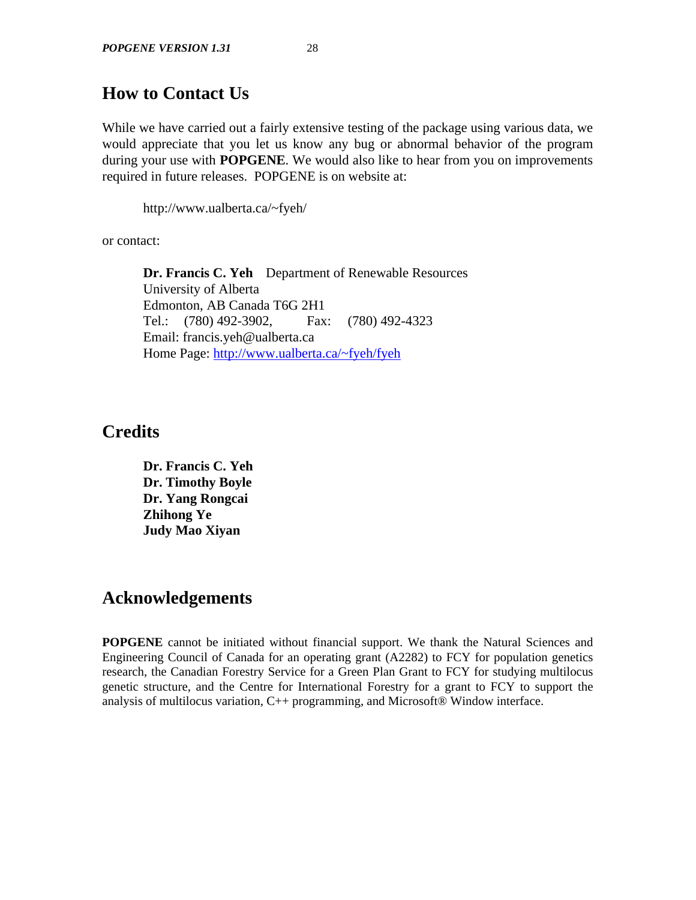## How to Contact Us

While we have carried out a fairly extensive testing of the package using various data, we would appreciate that you let us know any bug or abnormal behavior of the program during your use with **POPGENE**. We would also like to hear from you on improvements required in future releases. POPGENE is on website at:

http://www.ualberta.ca/~fyeh/

or contact:

**Dr. Francis C. Yeh** Department of Renewable Resources
University of Alberta
Edmonton, AB Canada T6G 2H1
Tel.: (780) 492-3902, Fax: (780) 492-4323
Email: francis.yeh@ualberta.ca
Home Page: http://www.ualberta.ca/~fyeh/fyeh

## Credits

**Dr. Francis C. Yeh**
**Dr. Timothy Boyle**
**Dr. Yang Rongcai**
**Zhihong Ye**
**Judy Mao Xiyan**

## Acknowledgements

**POPGENE** cannot be initiated without financial support. We thank the Natural Sciences and Engineering Council of Canada for an operating grant (A2282) to FCY for population genetics research, the Canadian Forestry Service for a Green Plan Grant to FCY for studying multilocus genetic structure, and the Centre for International Forestry for a grant to FCY to support the analysis of multilocus variation, C++ programming, and Microsoft® Window interface.